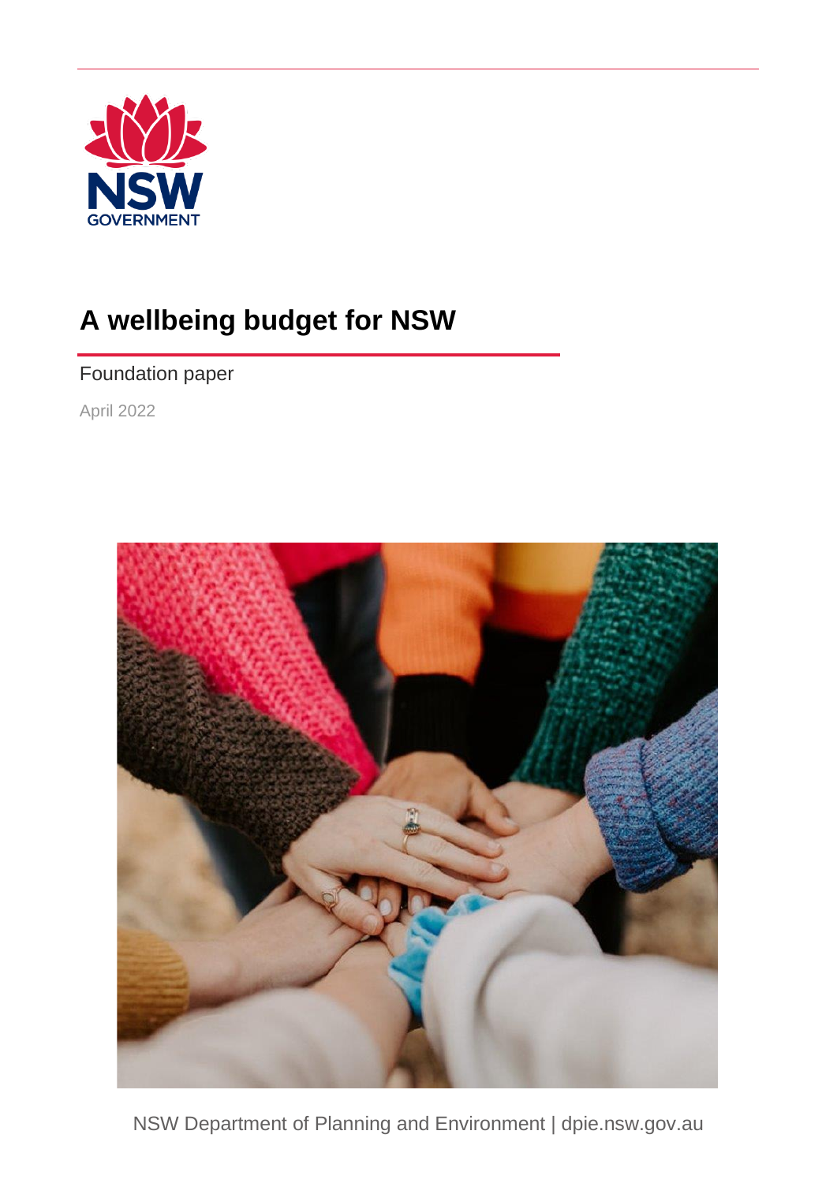# A wellbeing budget for NSW

Foundation paper

April 2022

NSW Department of Planning and Environment | dpie.nsw.gov.au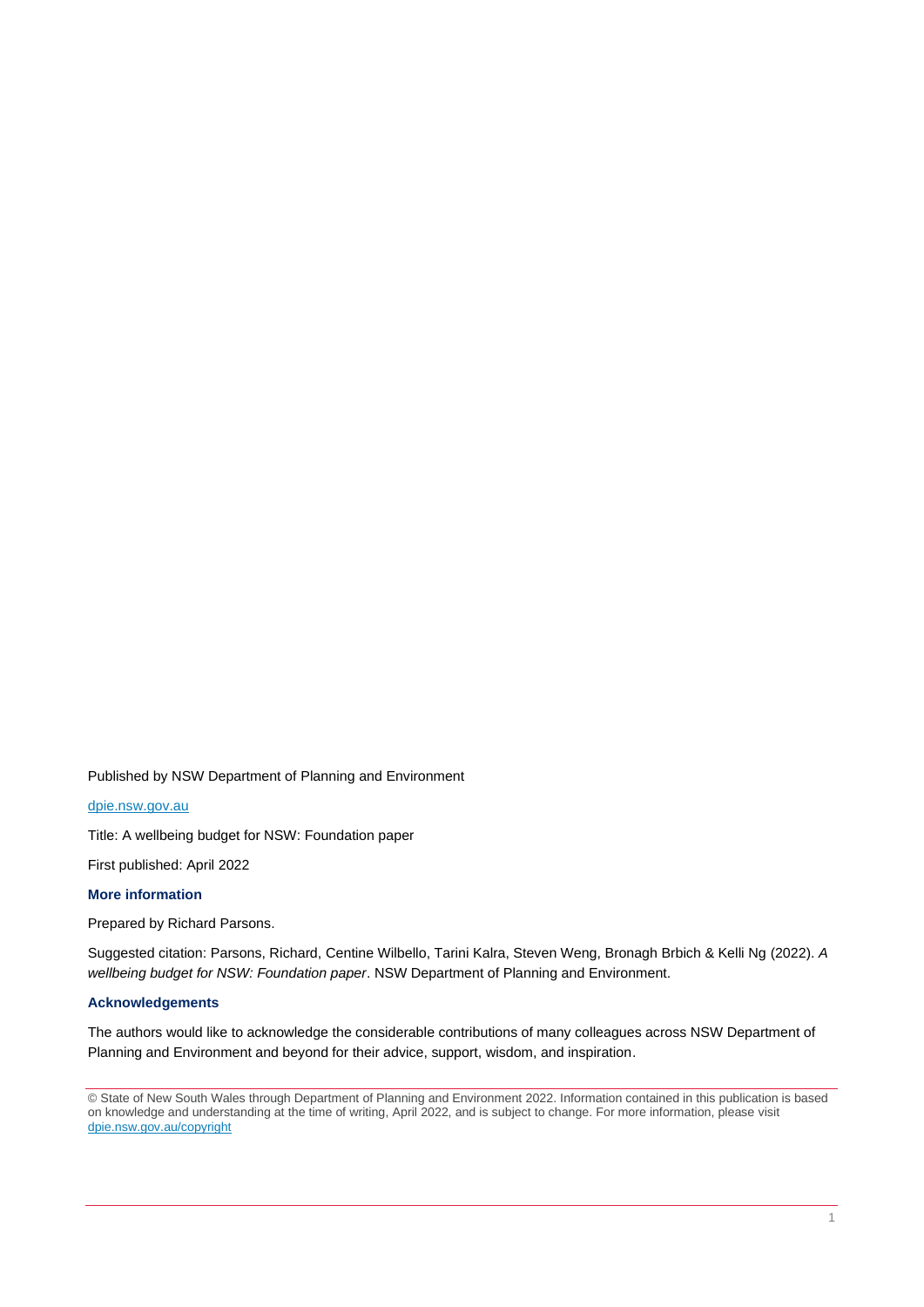Published by NSW Department of Planning and Environment

dpie.nsw.gov.au

Title: A wellbeing budget for NSW: Foundation paper

First published: April 2022

### More information

Prepared by Richard Parsons.

Suggested citation: Parsons, Richard, Centine Wilbello, Tarini Kalra, Steven Weng, Bronagh Brbich & Kelli Ng (2022). *A wellbeing budget for NSW: Foundation paper*. NSW Department of Planning and Environment.

### Acknowledgements

The authors would like to acknowledge the considerable contributions of many colleagues across NSW Department of Planning and Environment and beyond for their advice, support, wisdom, and inspiration.

© State of New South Wales through Department of Planning and Environment 2022. Information contained in this publication is based on knowledge and understanding at the time of writing, April 2022, and is subject to change. For more information, please visit dpie.nsw.gov.au/copyright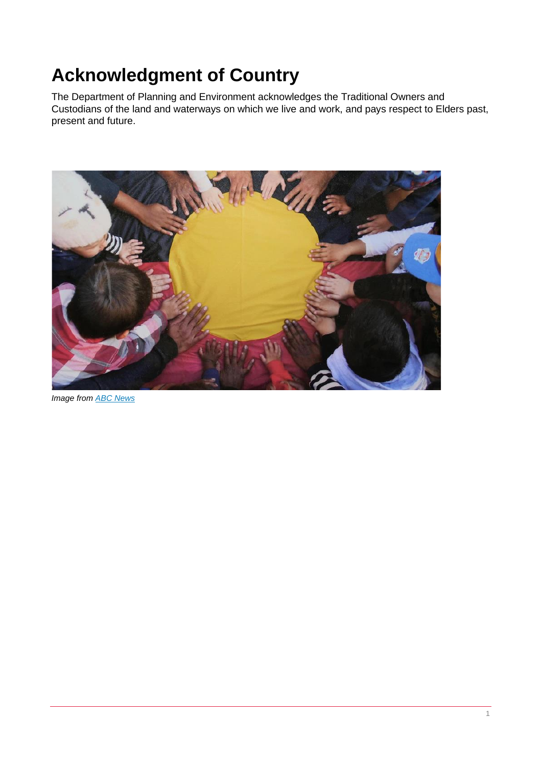# Acknowledgment of Country

The Department of Planning and Environment acknowledges the Traditional Owners and Custodians of the land and waterways on which we live and work, and pays respect to Elders past, present and future.

*Image from ABC News*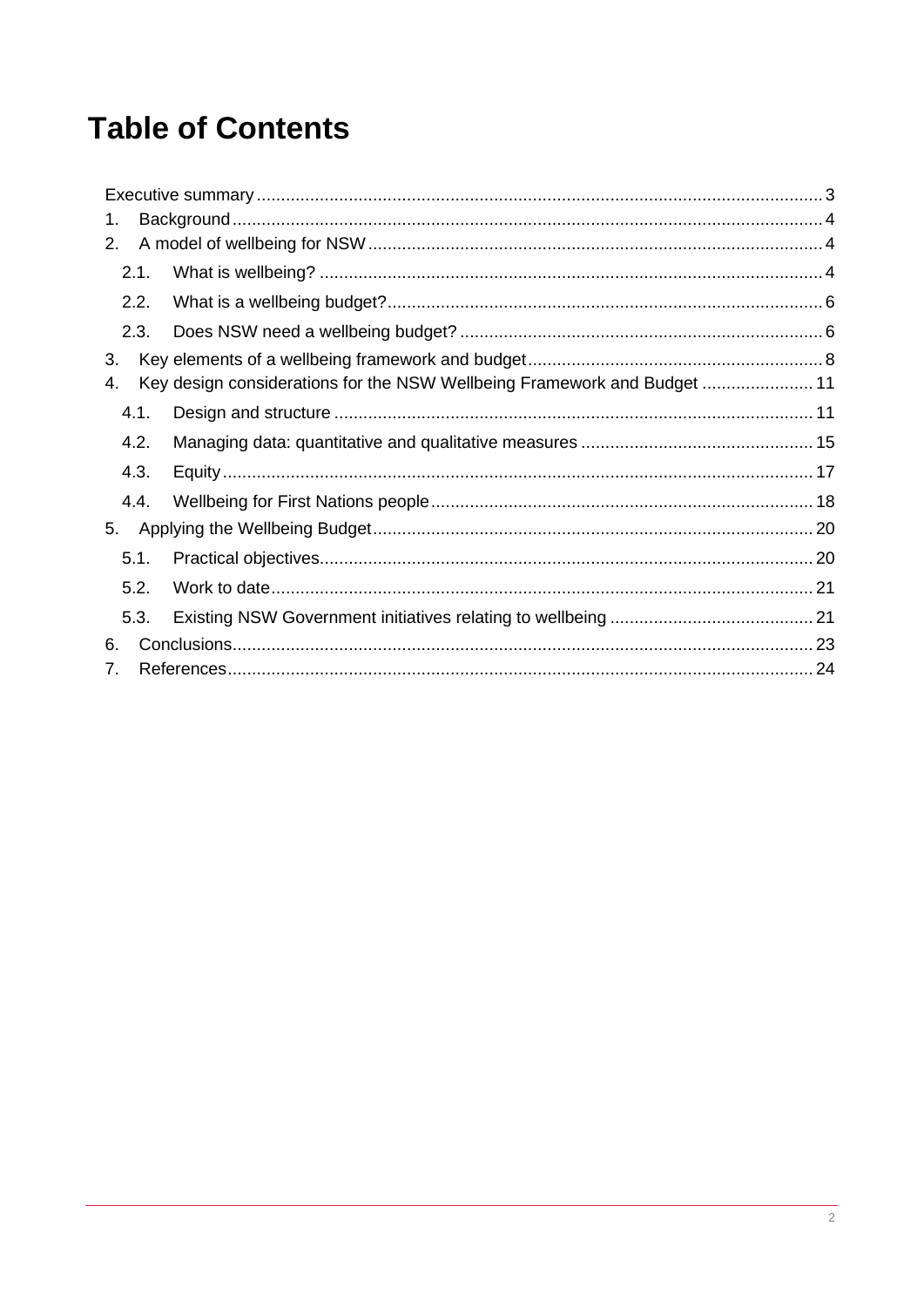# Table of Contents

- Executive summary ..... 3
- 1. Background ..... 4
- 2. A model of wellbeing for NSW ..... 4
  - 2.1. What is wellbeing? ..... 4
  - 2.2. What is a wellbeing budget? ..... 6
  - 2.3. Does NSW need a wellbeing budget? ..... 6
- 3. Key elements of a wellbeing framework and budget ..... 8
- 4. Key design considerations for the NSW Wellbeing Framework and Budget ..... 11
  - 4.1. Design and structure ..... 11
  - 4.2. Managing data: quantitative and qualitative measures ..... 15
  - 4.3. Equity ..... 17
  - 4.4. Wellbeing for First Nations people ..... 18
- 5. Applying the Wellbeing Budget ..... 20
  - 5.1. Practical objectives ..... 20
  - 5.2. Work to date ..... 21
  - 5.3. Existing NSW Government initiatives relating to wellbeing ..... 21
- 6. Conclusions ..... 23
- 7. References ..... 24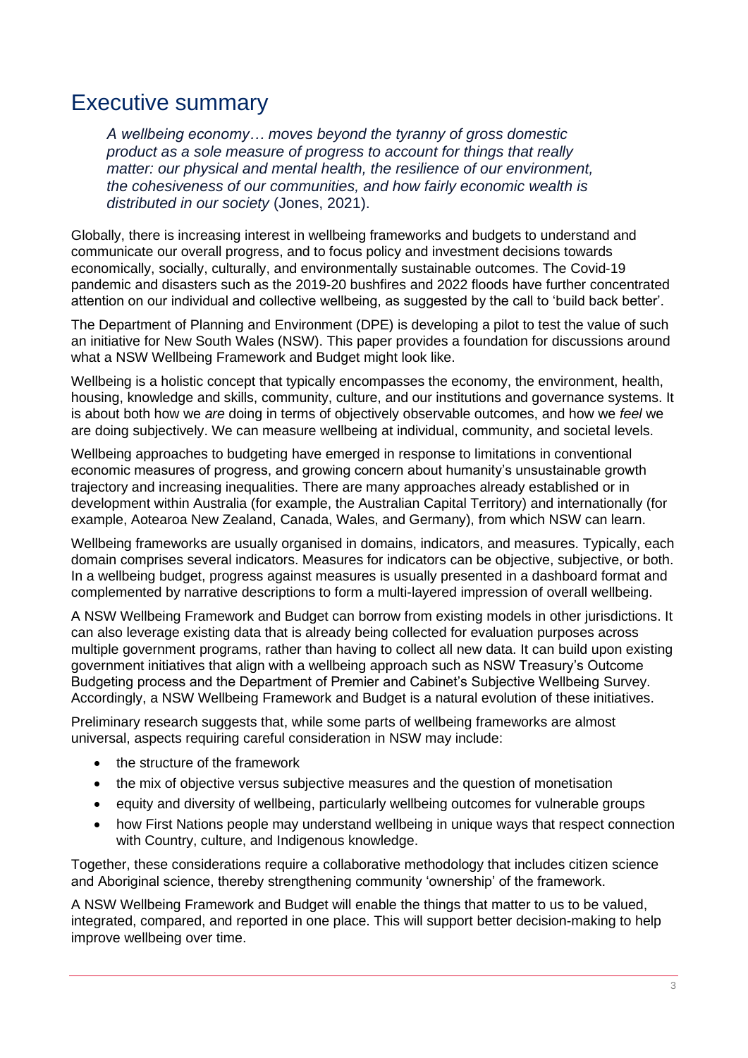# Executive summary

> *A wellbeing economy… moves beyond the tyranny of gross domestic product as a sole measure of progress to account for things that really matter: our physical and mental health, the resilience of our environment, the cohesiveness of our communities, and how fairly economic wealth is distributed in our society* (Jones, 2021).

Globally, there is increasing interest in wellbeing frameworks and budgets to understand and communicate our overall progress, and to focus policy and investment decisions towards economically, socially, culturally, and environmentally sustainable outcomes. The Covid-19 pandemic and disasters such as the 2019-20 bushfires and 2022 floods have further concentrated attention on our individual and collective wellbeing, as suggested by the call to 'build back better'.

The Department of Planning and Environment (DPE) is developing a pilot to test the value of such an initiative for New South Wales (NSW). This paper provides a foundation for discussions around what a NSW Wellbeing Framework and Budget might look like.

Wellbeing is a holistic concept that typically encompasses the economy, the environment, health, housing, knowledge and skills, community, culture, and our institutions and governance systems. It is about both how we *are* doing in terms of objectively observable outcomes, and how we *feel* we are doing subjectively. We can measure wellbeing at individual, community, and societal levels.

Wellbeing approaches to budgeting have emerged in response to limitations in conventional economic measures of progress, and growing concern about humanity's unsustainable growth trajectory and increasing inequalities. There are many approaches already established or in development within Australia (for example, the Australian Capital Territory) and internationally (for example, Aotearoa New Zealand, Canada, Wales, and Germany), from which NSW can learn.

Wellbeing frameworks are usually organised in domains, indicators, and measures. Typically, each domain comprises several indicators. Measures for indicators can be objective, subjective, or both. In a wellbeing budget, progress against measures is usually presented in a dashboard format and complemented by narrative descriptions to form a multi-layered impression of overall wellbeing.

A NSW Wellbeing Framework and Budget can borrow from existing models in other jurisdictions. It can also leverage existing data that is already being collected for evaluation purposes across multiple government programs, rather than having to collect all new data. It can build upon existing government initiatives that align with a wellbeing approach such as NSW Treasury's Outcome Budgeting process and the Department of Premier and Cabinet's Subjective Wellbeing Survey. Accordingly, a NSW Wellbeing Framework and Budget is a natural evolution of these initiatives.

Preliminary research suggests that, while some parts of wellbeing frameworks are almost universal, aspects requiring careful consideration in NSW may include:

- the structure of the framework
- the mix of objective versus subjective measures and the question of monetisation
- equity and diversity of wellbeing, particularly wellbeing outcomes for vulnerable groups
- how First Nations people may understand wellbeing in unique ways that respect connection with Country, culture, and Indigenous knowledge.

Together, these considerations require a collaborative methodology that includes citizen science and Aboriginal science, thereby strengthening community 'ownership' of the framework.

A NSW Wellbeing Framework and Budget will enable the things that matter to us to be valued, integrated, compared, and reported in one place. This will support better decision-making to help improve wellbeing over time.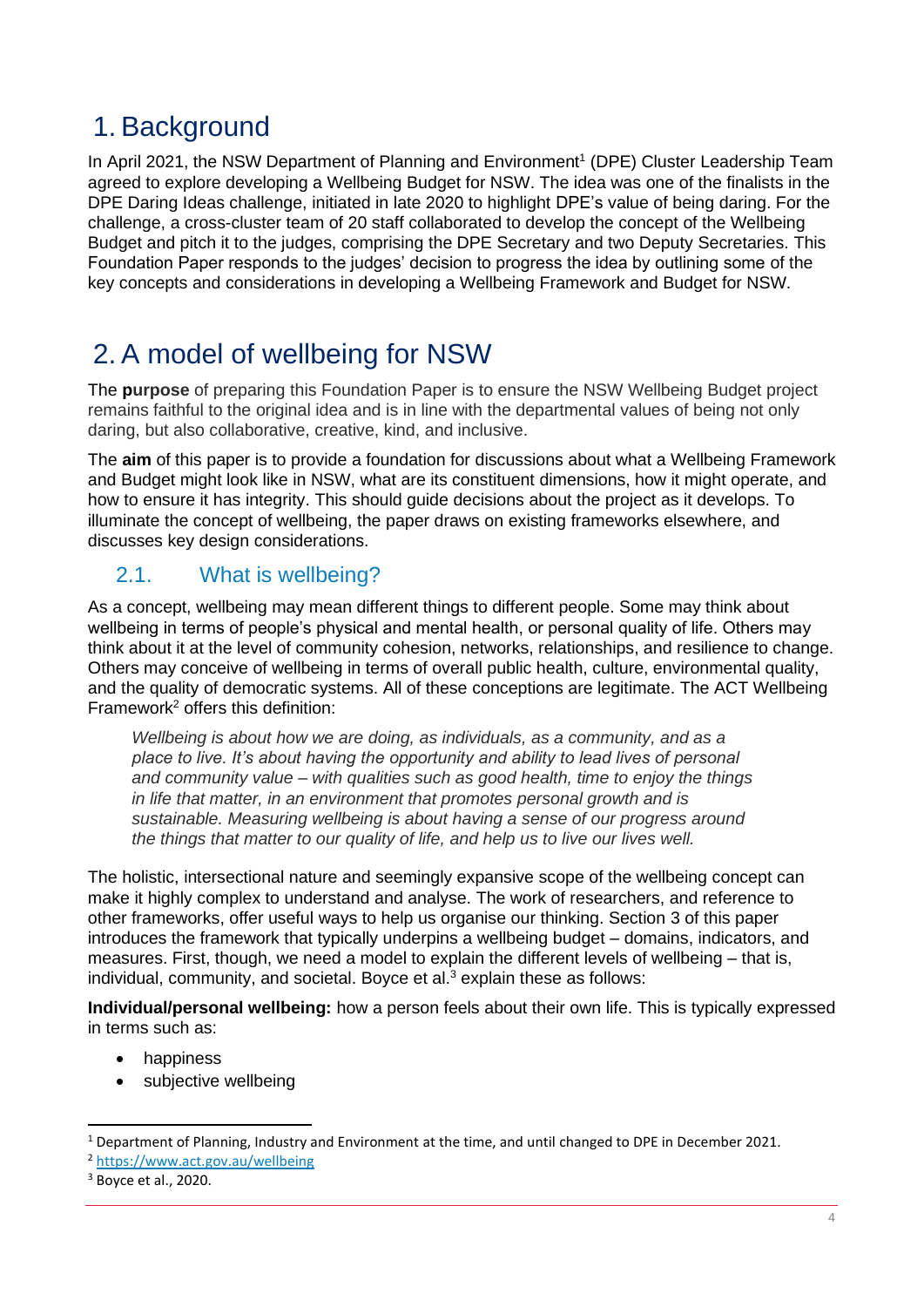# 1. Background

In April 2021, the NSW Department of Planning and Environment[1] (DPE) Cluster Leadership Team agreed to explore developing a Wellbeing Budget for NSW. The idea was one of the finalists in the DPE Daring Ideas challenge, initiated in late 2020 to highlight DPE's value of being daring. For the challenge, a cross-cluster team of 20 staff collaborated to develop the concept of the Wellbeing Budget and pitch it to the judges, comprising the DPE Secretary and two Deputy Secretaries. This Foundation Paper responds to the judges' decision to progress the idea by outlining some of the key concepts and considerations in developing a Wellbeing Framework and Budget for NSW.

# 2. A model of wellbeing for NSW

The **purpose** of preparing this Foundation Paper is to ensure the NSW Wellbeing Budget project remains faithful to the original idea and is in line with the departmental values of being not only daring, but also collaborative, creative, kind, and inclusive.

The **aim** of this paper is to provide a foundation for discussions about what a Wellbeing Framework and Budget might look like in NSW, what are its constituent dimensions, how it might operate, and how to ensure it has integrity. This should guide decisions about the project as it develops. To illuminate the concept of wellbeing, the paper draws on existing frameworks elsewhere, and discusses key design considerations.

## 2.1. What is wellbeing?

As a concept, wellbeing may mean different things to different people. Some may think about wellbeing in terms of people's physical and mental health, or personal quality of life. Others may think about it at the level of community cohesion, networks, relationships, and resilience to change. Others may conceive of wellbeing in terms of overall public health, culture, environmental quality, and the quality of democratic systems. All of these conceptions are legitimate. The ACT Wellbeing Framework[2] offers this definition:

> *Wellbeing is about how we are doing, as individuals, as a community, and as a place to live. It's about having the opportunity and ability to lead lives of personal and community value – with qualities such as good health, time to enjoy the things in life that matter, in an environment that promotes personal growth and is sustainable. Measuring wellbeing is about having a sense of our progress around the things that matter to our quality of life, and help us to live our lives well.*

The holistic, intersectional nature and seemingly expansive scope of the wellbeing concept can make it highly complex to understand and analyse. The work of researchers, and reference to other frameworks, offer useful ways to help us organise our thinking. Section 3 of this paper introduces the framework that typically underpins a wellbeing budget – domains, indicators, and measures. First, though, we need a model to explain the different levels of wellbeing – that is, individual, community, and societal. Boyce et al.[3] explain these as follows:

**Individual/personal wellbeing:** how a person feels about their own life. This is typically expressed in terms such as:

- happiness
- subjective wellbeing

---

[1] Department of Planning, Industry and Environment at the time, and until changed to DPE in December 2021.

[2] https://www.act.gov.au/wellbeing

[3] Boyce et al., 2020.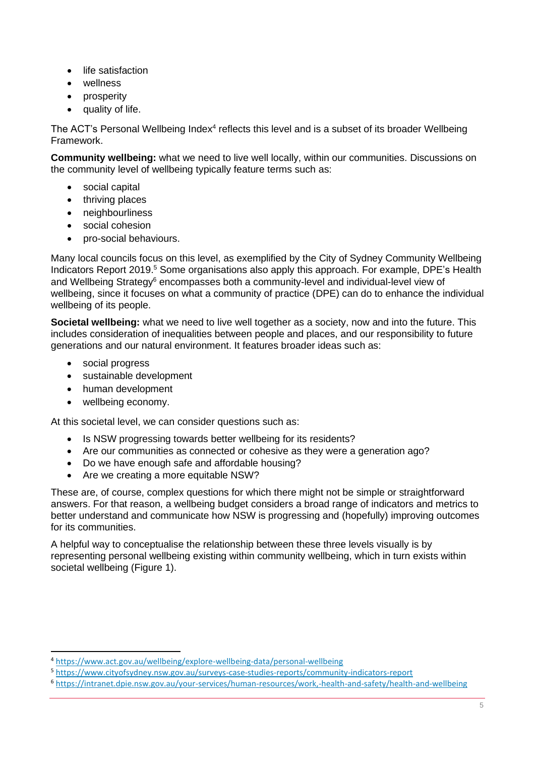- life satisfaction
- wellness
- prosperity
- quality of life.

The ACT's Personal Wellbeing Index[4] reflects this level and is a subset of its broader Wellbeing Framework.

**Community wellbeing:** what we need to live well locally, within our communities. Discussions on the community level of wellbeing typically feature terms such as:

- social capital
- thriving places
- neighbourliness
- social cohesion
- pro-social behaviours.

Many local councils focus on this level, as exemplified by the City of Sydney Community Wellbeing Indicators Report 2019.[5] Some organisations also apply this approach. For example, DPE's Health and Wellbeing Strategy[6] encompasses both a community-level and individual-level view of wellbeing, since it focuses on what a community of practice (DPE) can do to enhance the individual wellbeing of its people.

**Societal wellbeing:** what we need to live well together as a society, now and into the future. This includes consideration of inequalities between people and places, and our responsibility to future generations and our natural environment. It features broader ideas such as:

- social progress
- sustainable development
- human development
- wellbeing economy.

At this societal level, we can consider questions such as:

- Is NSW progressing towards better wellbeing for its residents?
- Are our communities as connected or cohesive as they were a generation ago?
- Do we have enough safe and affordable housing?
- Are we creating a more equitable NSW?

These are, of course, complex questions for which there might not be simple or straightforward answers. For that reason, a wellbeing budget considers a broad range of indicators and metrics to better understand and communicate how NSW is progressing and (hopefully) improving outcomes for its communities.

A helpful way to conceptualise the relationship between these three levels visually is by representing personal wellbeing existing within community wellbeing, which in turn exists within societal wellbeing (Figure 1).

---

[4] https://www.act.gov.au/wellbeing/explore-wellbeing-data/personal-wellbeing

[5] https://www.cityofsydney.nsw.gov.au/surveys-case-studies-reports/community-indicators-report

[6] https://intranet.dpie.nsw.gov.au/your-services/human-resources/work,-health-and-safety/health-and-wellbeing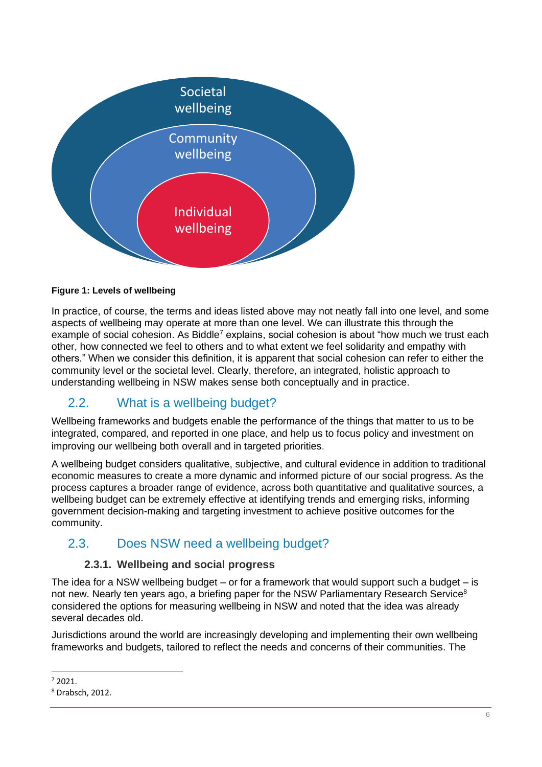Societal wellbeing

Community wellbeing

Individual wellbeing

**Figure 1: Levels of wellbeing**

In practice, of course, the terms and ideas listed above may not neatly fall into one level, and some aspects of wellbeing may operate at more than one level. We can illustrate this through the example of social cohesion. As Biddle[7] explains, social cohesion is about "how much we trust each other, how connected we feel to others and to what extent we feel solidarity and empathy with others." When we consider this definition, it is apparent that social cohesion can refer to either the community level or the societal level. Clearly, therefore, an integrated, holistic approach to understanding wellbeing in NSW makes sense both conceptually and in practice.

## 2.2. What is a wellbeing budget?

Wellbeing frameworks and budgets enable the performance of the things that matter to us to be integrated, compared, and reported in one place, and help us to focus policy and investment on improving our wellbeing both overall and in targeted priorities.

A wellbeing budget considers qualitative, subjective, and cultural evidence in addition to traditional economic measures to create a more dynamic and informed picture of our social progress. As the process captures a broader range of evidence, across both quantitative and qualitative sources, a wellbeing budget can be extremely effective at identifying trends and emerging risks, informing government decision-making and targeting investment to achieve positive outcomes for the community.

## 2.3. Does NSW need a wellbeing budget?

### 2.3.1. Wellbeing and social progress

The idea for a NSW wellbeing budget – or for a framework that would support such a budget – is not new. Nearly ten years ago, a briefing paper for the NSW Parliamentary Research Service[8] considered the options for measuring wellbeing in NSW and noted that the idea was already several decades old.

Jurisdictions around the world are increasingly developing and implementing their own wellbeing frameworks and budgets, tailored to reflect the needs and concerns of their communities. The

[7] 2021.

[8] Drabsch, 2012.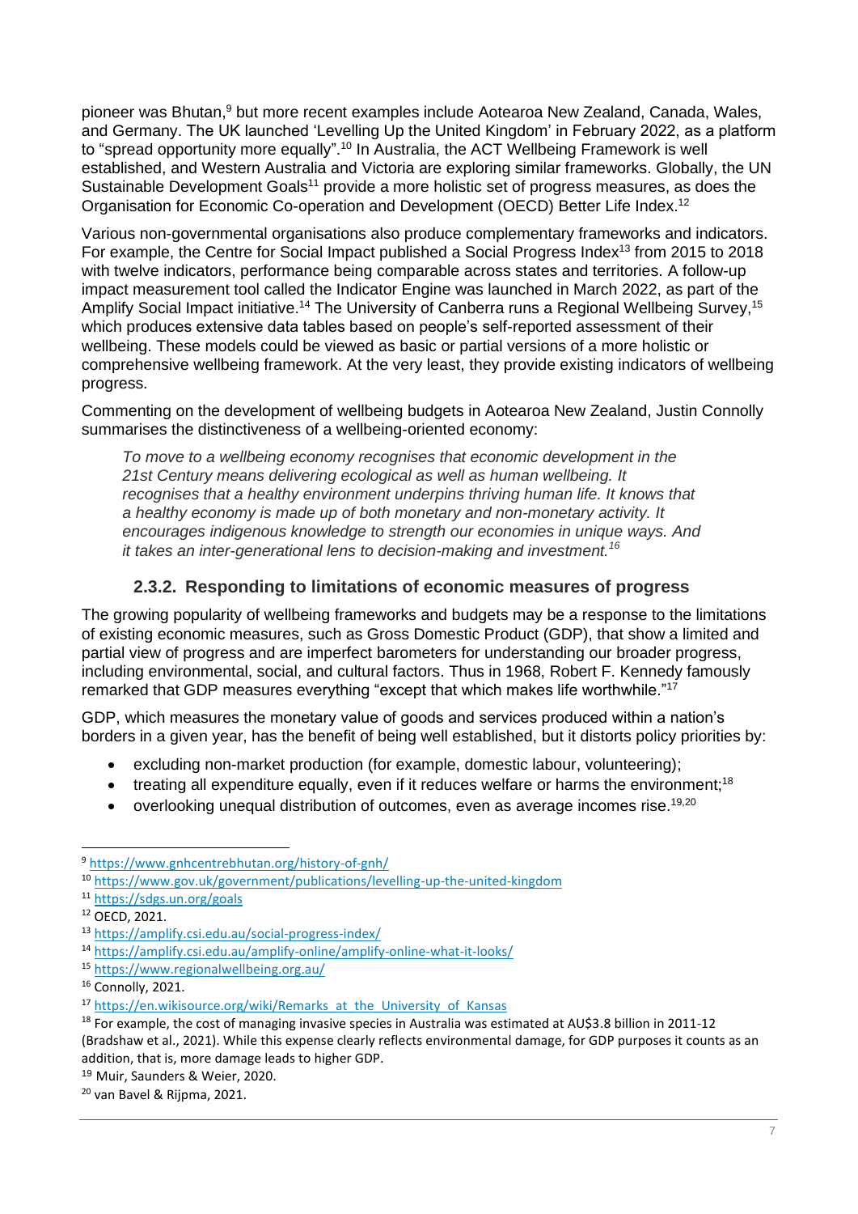pioneer was Bhutan,[9] but more recent examples include Aotearoa New Zealand, Canada, Wales, and Germany. The UK launched 'Levelling Up the United Kingdom' in February 2022, as a platform to "spread opportunity more equally".[10] In Australia, the ACT Wellbeing Framework is well established, and Western Australia and Victoria are exploring similar frameworks. Globally, the UN Sustainable Development Goals[11] provide a more holistic set of progress measures, as does the Organisation for Economic Co-operation and Development (OECD) Better Life Index.[12]

Various non-governmental organisations also produce complementary frameworks and indicators. For example, the Centre for Social Impact published a Social Progress Index[13] from 2015 to 2018 with twelve indicators, performance being comparable across states and territories. A follow-up impact measurement tool called the Indicator Engine was launched in March 2022, as part of the Amplify Social Impact initiative.[14] The University of Canberra runs a Regional Wellbeing Survey,[15] which produces extensive data tables based on people's self-reported assessment of their wellbeing. These models could be viewed as basic or partial versions of a more holistic or comprehensive wellbeing framework. At the very least, they provide existing indicators of wellbeing progress.

Commenting on the development of wellbeing budgets in Aotearoa New Zealand, Justin Connolly summarises the distinctiveness of a wellbeing-oriented economy:

> *To move to a wellbeing economy recognises that economic development in the 21st Century means delivering ecological as well as human wellbeing. It recognises that a healthy environment underpins thriving human life. It knows that a healthy economy is made up of both monetary and non-monetary activity. It encourages indigenous knowledge to strength our economies in unique ways. And it takes an inter-generational lens to decision-making and investment.*[16]

### 2.3.2. Responding to limitations of economic measures of progress

The growing popularity of wellbeing frameworks and budgets may be a response to the limitations of existing economic measures, such as Gross Domestic Product (GDP), that show a limited and partial view of progress and are imperfect barometers for understanding our broader progress, including environmental, social, and cultural factors. Thus in 1968, Robert F. Kennedy famously remarked that GDP measures everything "except that which makes life worthwhile."[17]

GDP, which measures the monetary value of goods and services produced within a nation's borders in a given year, has the benefit of being well established, but it distorts policy priorities by:

- excluding non-market production (for example, domestic labour, volunteering);
- treating all expenditure equally, even if it reduces welfare or harms the environment;[18]
- overlooking unequal distribution of outcomes, even as average incomes rise.[19,20]

---

[9] https://www.gnhcentrebhutan.org/history-of-gnh/

[10] https://www.gov.uk/government/publications/levelling-up-the-united-kingdom

[11] https://sdgs.un.org/goals

[12] OECD, 2021.

[13] https://amplify.csi.edu.au/social-progress-index/

[14] https://amplify.csi.edu.au/amplify-online/amplify-online-what-it-looks/

[15] https://www.regionalwellbeing.org.au/

[16] Connolly, 2021.

[17] https://en.wikisource.org/wiki/Remarks_at_the_University_of_Kansas

[18] For example, the cost of managing invasive species in Australia was estimated at AU$3.8 billion in 2011-12 (Bradshaw et al., 2021). While this expense clearly reflects environmental damage, for GDP purposes it counts as an addition, that is, more damage leads to higher GDP.

[19] Muir, Saunders & Weier, 2020.

[20] van Bavel & Rijpma, 2021.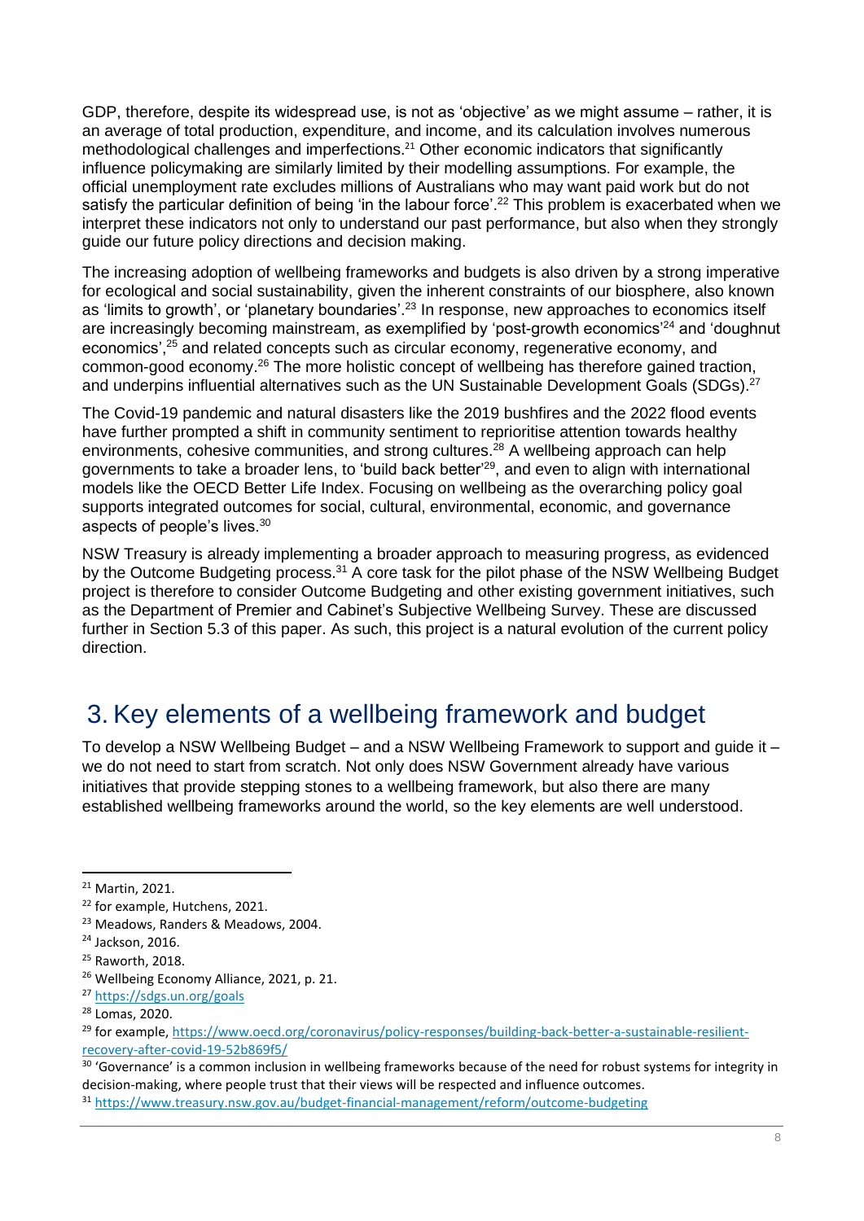GDP, therefore, despite its widespread use, is not as 'objective' as we might assume – rather, it is an average of total production, expenditure, and income, and its calculation involves numerous methodological challenges and imperfections.[21] Other economic indicators that significantly influence policymaking are similarly limited by their modelling assumptions. For example, the official unemployment rate excludes millions of Australians who may want paid work but do not satisfy the particular definition of being 'in the labour force'.[22] This problem is exacerbated when we interpret these indicators not only to understand our past performance, but also when they strongly guide our future policy directions and decision making.

The increasing adoption of wellbeing frameworks and budgets is also driven by a strong imperative for ecological and social sustainability, given the inherent constraints of our biosphere, also known as 'limits to growth', or 'planetary boundaries'.[23] In response, new approaches to economics itself are increasingly becoming mainstream, as exemplified by 'post-growth economics'[24] and 'doughnut economics',[25] and related concepts such as circular economy, regenerative economy, and common-good economy.[26] The more holistic concept of wellbeing has therefore gained traction, and underpins influential alternatives such as the UN Sustainable Development Goals (SDGs).[27]

The Covid-19 pandemic and natural disasters like the 2019 bushfires and the 2022 flood events have further prompted a shift in community sentiment to reprioritise attention towards healthy environments, cohesive communities, and strong cultures.[28] A wellbeing approach can help governments to take a broader lens, to 'build back better'[29], and even to align with international models like the OECD Better Life Index. Focusing on wellbeing as the overarching policy goal supports integrated outcomes for social, cultural, environmental, economic, and governance aspects of people's lives.[30]

NSW Treasury is already implementing a broader approach to measuring progress, as evidenced by the Outcome Budgeting process.[31] A core task for the pilot phase of the NSW Wellbeing Budget project is therefore to consider Outcome Budgeting and other existing government initiatives, such as the Department of Premier and Cabinet's Subjective Wellbeing Survey. These are discussed further in Section 5.3 of this paper. As such, this project is a natural evolution of the current policy direction.

# 3. Key elements of a wellbeing framework and budget

To develop a NSW Wellbeing Budget – and a NSW Wellbeing Framework to support and guide it – we do not need to start from scratch. Not only does NSW Government already have various initiatives that provide stepping stones to a wellbeing framework, but also there are many established wellbeing frameworks around the world, so the key elements are well understood.

---

[21] Martin, 2021.

[22] for example, Hutchens, 2021.

[23] Meadows, Randers & Meadows, 2004.

[24] Jackson, 2016.

[25] Raworth, 2018.

[26] Wellbeing Economy Alliance, 2021, p. 21.

[27] https://sdgs.un.org/goals

[28] Lomas, 2020.

[29] for example, https://www.oecd.org/coronavirus/policy-responses/building-back-better-a-sustainable-resilient-recovery-after-covid-19-52b869f5/

[30] 'Governance' is a common inclusion in wellbeing frameworks because of the need for robust systems for integrity in decision-making, where people trust that their views will be respected and influence outcomes.

[31] https://www.treasury.nsw.gov.au/budget-financial-management/reform/outcome-budgeting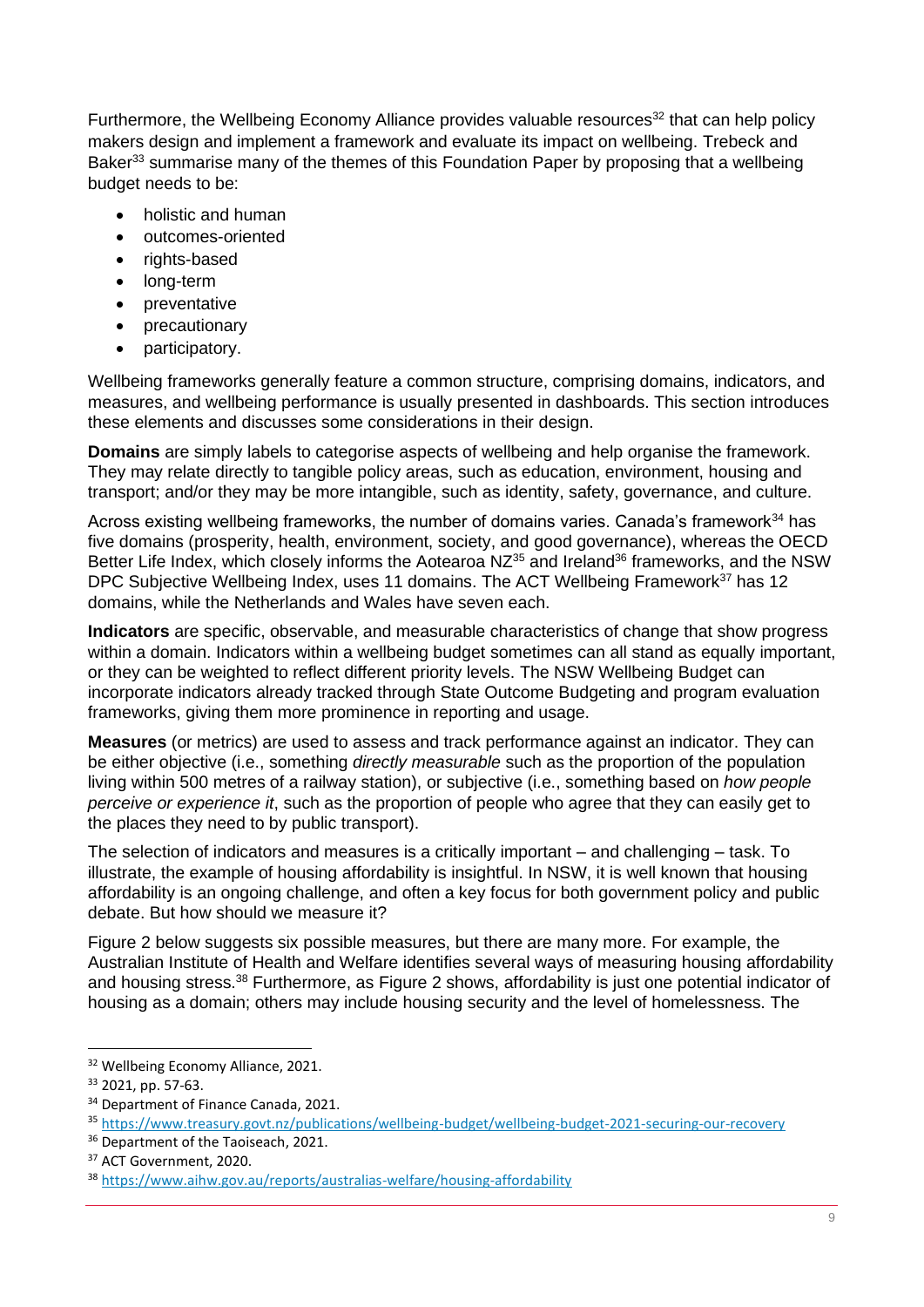Furthermore, the Wellbeing Economy Alliance provides valuable resources[32] that can help policy makers design and implement a framework and evaluate its impact on wellbeing. Trebeck and Baker[33] summarise many of the themes of this Foundation Paper by proposing that a wellbeing budget needs to be:

- holistic and human
- outcomes-oriented
- rights-based
- long-term
- preventative
- precautionary
- participatory.

Wellbeing frameworks generally feature a common structure, comprising domains, indicators, and measures, and wellbeing performance is usually presented in dashboards. This section introduces these elements and discusses some considerations in their design.

**Domains** are simply labels to categorise aspects of wellbeing and help organise the framework. They may relate directly to tangible policy areas, such as education, environment, housing and transport; and/or they may be more intangible, such as identity, safety, governance, and culture.

Across existing wellbeing frameworks, the number of domains varies. Canada's framework[34] has five domains (prosperity, health, environment, society, and good governance), whereas the OECD Better Life Index, which closely informs the Aotearoa NZ[35] and Ireland[36] frameworks, and the NSW DPC Subjective Wellbeing Index, uses 11 domains. The ACT Wellbeing Framework[37] has 12 domains, while the Netherlands and Wales have seven each.

**Indicators** are specific, observable, and measurable characteristics of change that show progress within a domain. Indicators within a wellbeing budget sometimes can all stand as equally important, or they can be weighted to reflect different priority levels. The NSW Wellbeing Budget can incorporate indicators already tracked through State Outcome Budgeting and program evaluation frameworks, giving them more prominence in reporting and usage.

**Measures** (or metrics) are used to assess and track performance against an indicator. They can be either objective (i.e., something *directly measurable* such as the proportion of the population living within 500 metres of a railway station), or subjective (i.e., something based on *how people perceive or experience it*, such as the proportion of people who agree that they can easily get to the places they need to by public transport).

The selection of indicators and measures is a critically important – and challenging – task. To illustrate, the example of housing affordability is insightful. In NSW, it is well known that housing affordability is an ongoing challenge, and often a key focus for both government policy and public debate. But how should we measure it?

Figure 2 below suggests six possible measures, but there are many more. For example, the Australian Institute of Health and Welfare identifies several ways of measuring housing affordability and housing stress.[38] Furthermore, as Figure 2 shows, affordability is just one potential indicator of housing as a domain; others may include housing security and the level of homelessness. The

---

[32] Wellbeing Economy Alliance, 2021.

[33] 2021, pp. 57-63.

[34] Department of Finance Canada, 2021.

[35] https://www.treasury.govt.nz/publications/wellbeing-budget/wellbeing-budget-2021-securing-our-recovery

[36] Department of the Taoiseach, 2021.

[37] ACT Government, 2020.

[38] https://www.aihw.gov.au/reports/australias-welfare/housing-affordability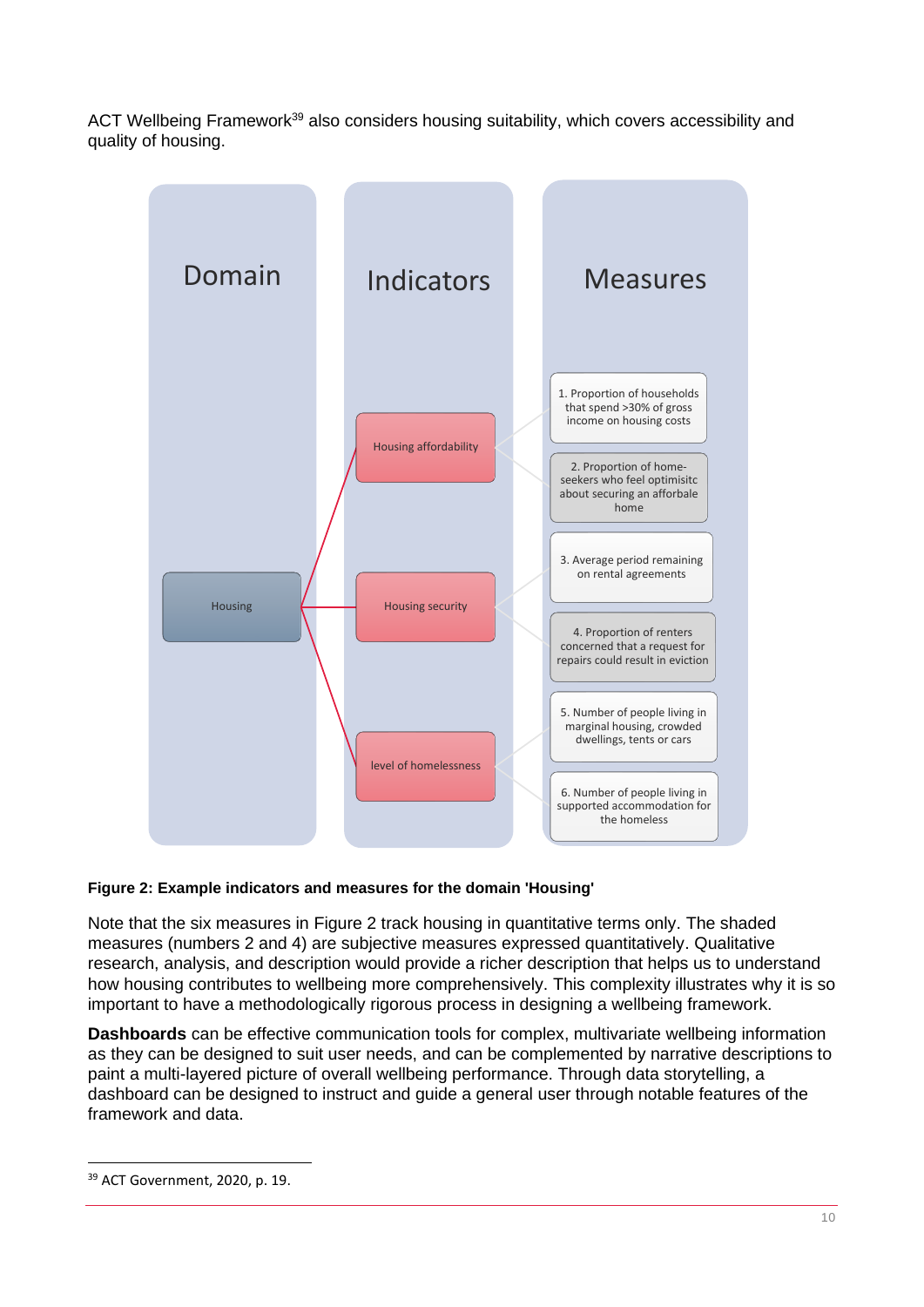ACT Wellbeing Framework[39] also considers housing suitability, which covers accessibility and quality of housing.

| Domain | Indicators | Measures |
|---|---|---|
| Housing | Housing affordability | 1. Proportion of households that spend >30% of gross income on housing costs |
| | | 2. Proportion of home-seekers who feel optimisitc about securing an afforbale home |
| | Housing security | 3. Average period remaining on rental agreements |
| | | 4. Proportion of renters concerned that a request for repairs could result in eviction |
| | level of homelessness | 5. Number of people living in marginal housing, crowded dwellings, tents or cars |
| | | 6. Number of people living in supported accommodation for the homeless |

**Figure 2: Example indicators and measures for the domain 'Housing'**

Note that the six measures in Figure 2 track housing in quantitative terms only. The shaded measures (numbers 2 and 4) are subjective measures expressed quantitatively. Qualitative research, analysis, and description would provide a richer description that helps us to understand how housing contributes to wellbeing more comprehensively. This complexity illustrates why it is so important to have a methodologically rigorous process in designing a wellbeing framework.

**Dashboards** can be effective communication tools for complex, multivariate wellbeing information as they can be designed to suit user needs, and can be complemented by narrative descriptions to paint a multi-layered picture of overall wellbeing performance. Through data storytelling, a dashboard can be designed to instruct and guide a general user through notable features of the framework and data.

---

[39] ACT Government, 2020, p. 19.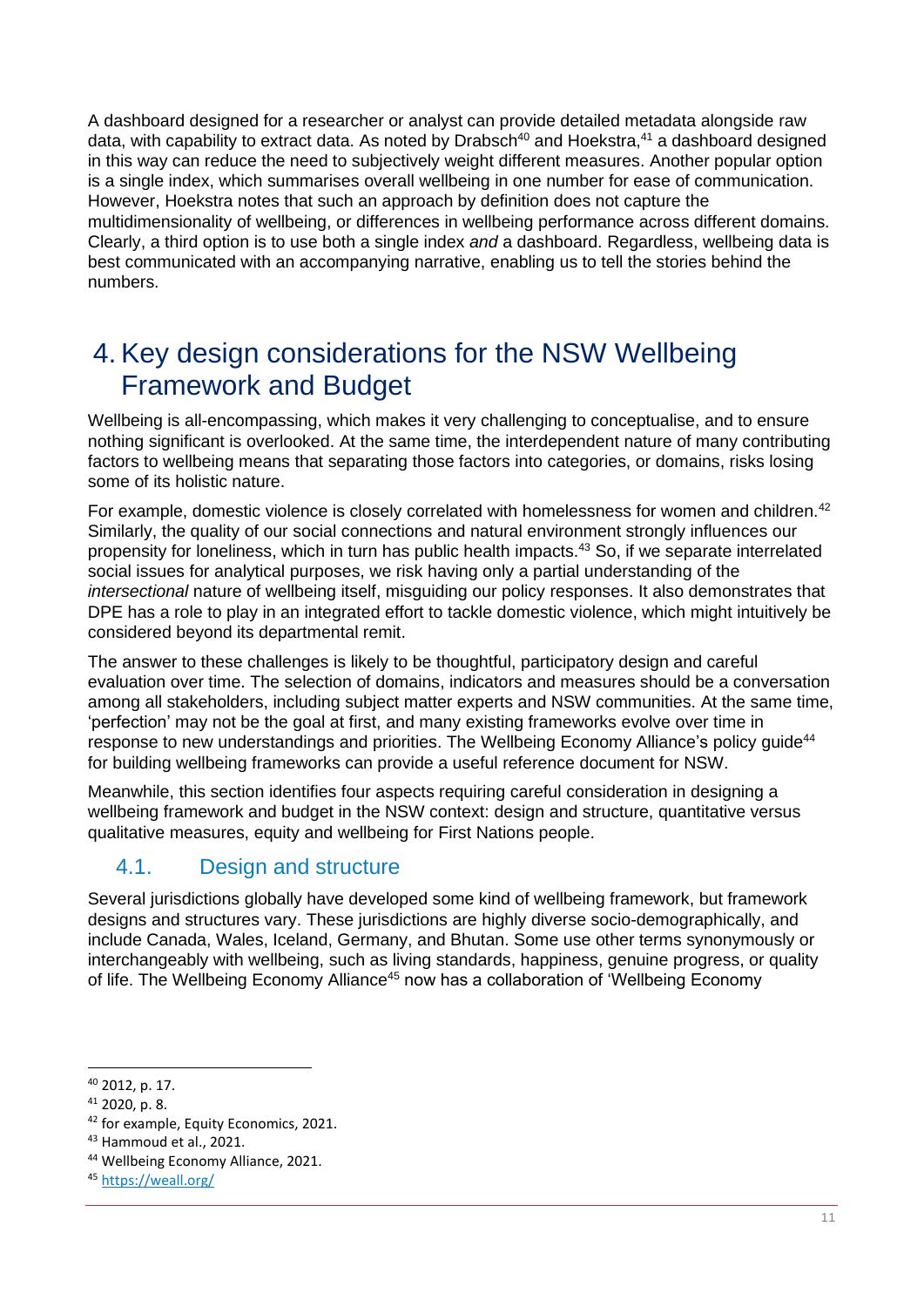A dashboard designed for a researcher or analyst can provide detailed metadata alongside raw data, with capability to extract data. As noted by Drabsch[40] and Hoekstra,[41] a dashboard designed in this way can reduce the need to subjectively weight different measures. Another popular option is a single index, which summarises overall wellbeing in one number for ease of communication. However, Hoekstra notes that such an approach by definition does not capture the multidimensionality of wellbeing, or differences in wellbeing performance across different domains. Clearly, a third option is to use both a single index *and* a dashboard. Regardless, wellbeing data is best communicated with an accompanying narrative, enabling us to tell the stories behind the numbers.

# 4. Key design considerations for the NSW Wellbeing Framework and Budget

Wellbeing is all-encompassing, which makes it very challenging to conceptualise, and to ensure nothing significant is overlooked. At the same time, the interdependent nature of many contributing factors to wellbeing means that separating those factors into categories, or domains, risks losing some of its holistic nature.

For example, domestic violence is closely correlated with homelessness for women and children.[42] Similarly, the quality of our social connections and natural environment strongly influences our propensity for loneliness, which in turn has public health impacts.[43] So, if we separate interrelated social issues for analytical purposes, we risk having only a partial understanding of the *intersectional* nature of wellbeing itself, misguiding our policy responses. It also demonstrates that DPE has a role to play in an integrated effort to tackle domestic violence, which might intuitively be considered beyond its departmental remit.

The answer to these challenges is likely to be thoughtful, participatory design and careful evaluation over time. The selection of domains, indicators and measures should be a conversation among all stakeholders, including subject matter experts and NSW communities. At the same time, 'perfection' may not be the goal at first, and many existing frameworks evolve over time in response to new understandings and priorities. The Wellbeing Economy Alliance's policy guide[44] for building wellbeing frameworks can provide a useful reference document for NSW.

Meanwhile, this section identifies four aspects requiring careful consideration in designing a wellbeing framework and budget in the NSW context: design and structure, quantitative versus qualitative measures, equity and wellbeing for First Nations people.

## 4.1. Design and structure

Several jurisdictions globally have developed some kind of wellbeing framework, but framework designs and structures vary. These jurisdictions are highly diverse socio-demographically, and include Canada, Wales, Iceland, Germany, and Bhutan. Some use other terms synonymously or interchangeably with wellbeing, such as living standards, happiness, genuine progress, or quality of life. The Wellbeing Economy Alliance[45] now has a collaboration of 'Wellbeing Economy

[40] 2012, p. 17.
[41] 2020, p. 8.
[42] for example, Equity Economics, 2021.
[43] Hammoud et al., 2021.
[44] Wellbeing Economy Alliance, 2021.
[45] https://weall.org/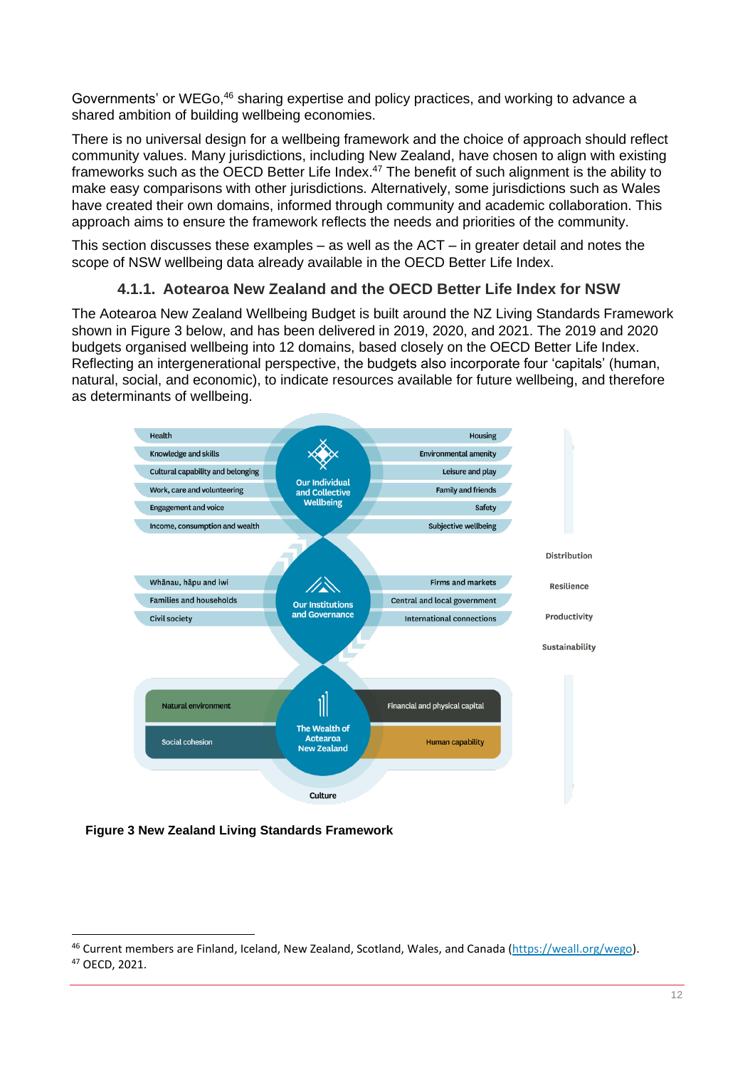Governments' or WEGo,[46] sharing expertise and policy practices, and working to advance a shared ambition of building wellbeing economies.

There is no universal design for a wellbeing framework and the choice of approach should reflect community values. Many jurisdictions, including New Zealand, have chosen to align with existing frameworks such as the OECD Better Life Index.[47] The benefit of such alignment is the ability to make easy comparisons with other jurisdictions. Alternatively, some jurisdictions such as Wales have created their own domains, informed through community and academic collaboration. This approach aims to ensure the framework reflects the needs and priorities of the community.

This section discusses these examples – as well as the ACT – in greater detail and notes the scope of NSW wellbeing data already available in the OECD Better Life Index.

### 4.1.1. Aotearoa New Zealand and the OECD Better Life Index for NSW

The Aotearoa New Zealand Wellbeing Budget is built around the NZ Living Standards Framework shown in Figure 3 below, and has been delivered in 2019, 2020, and 2021. The 2019 and 2020 budgets organised wellbeing into 12 domains, based closely on the OECD Better Life Index. Reflecting an intergenerational perspective, the budgets also incorporate four 'capitals' (human, natural, social, and economic), to indicate resources available for future wellbeing, and therefore as determinants of wellbeing.

Health | Knowledge and skills | Cultural capability and belonging | Work, care and volunteering | Engagement and voice | Income, consumption and wealth

Our Individual and Collective Wellbeing

Housing | Environmental amenity | Leisure and play | Family and friends | Safety | Subjective wellbeing

Whānau, hāpu and iwi | Families and households | Civil society

Our Institutions and Governance

Firms and markets | Central and local government | International connections

Natural environment | Social cohesion

The Wealth of Aotearoa New Zealand

Financial and physical capital | Human capability

Culture

Distribution | Resilience | Productivity | Sustainability

**Figure 3 New Zealand Living Standards Framework**

[46] Current members are Finland, Iceland, New Zealand, Scotland, Wales, and Canada (https://weall.org/wego).

[47] OECD, 2021.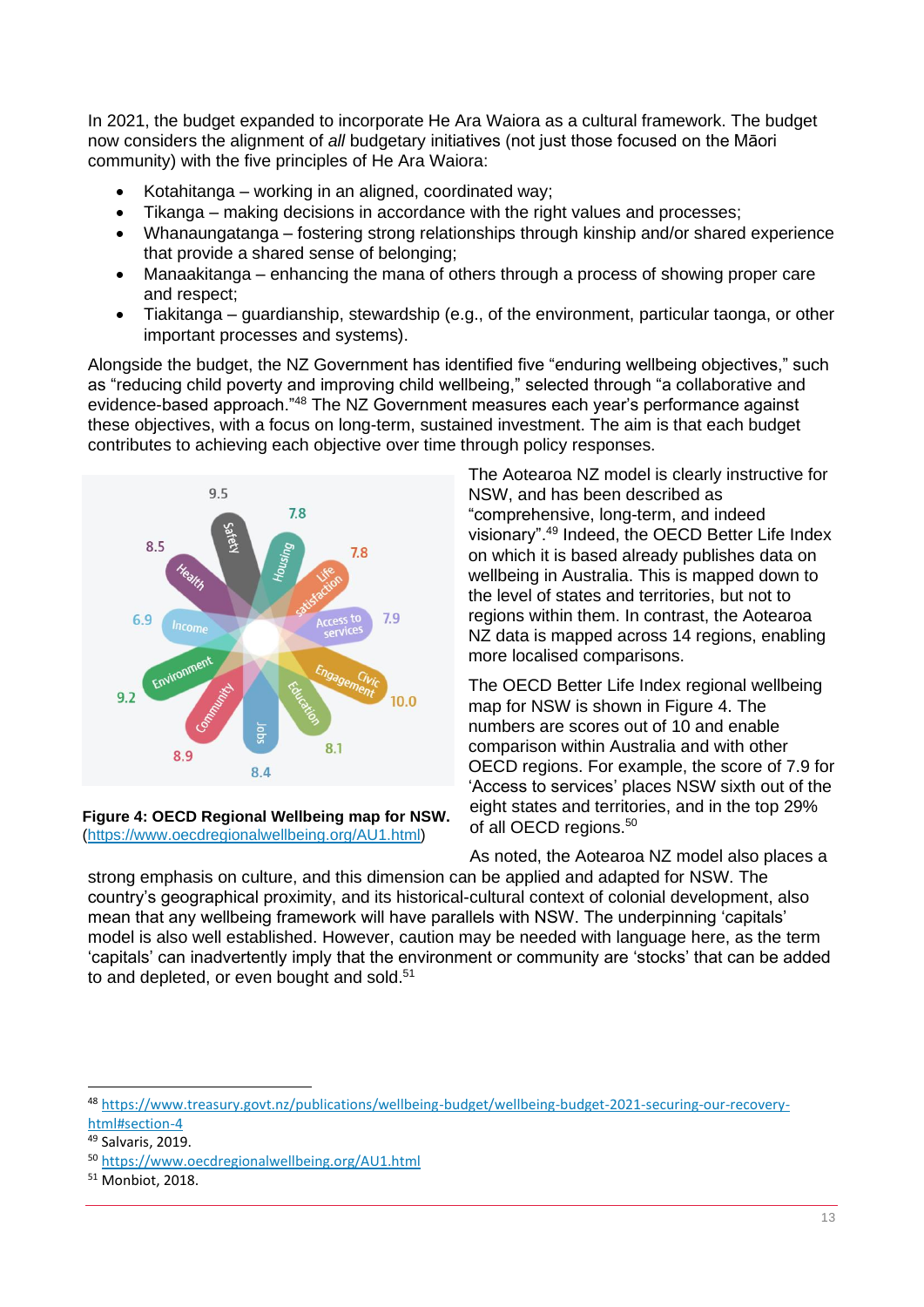In 2021, the budget expanded to incorporate He Ara Waiora as a cultural framework. The budget now considers the alignment of *all* budgetary initiatives (not just those focused on the Māori community) with the five principles of He Ara Waiora:

- Kotahitanga – working in an aligned, coordinated way;
- Tikanga – making decisions in accordance with the right values and processes;
- Whanaungatanga – fostering strong relationships through kinship and/or shared experience that provide a shared sense of belonging;
- Manaakitanga – enhancing the mana of others through a process of showing proper care and respect;
- Tiakitanga – guardianship, stewardship (e.g., of the environment, particular taonga, or other important processes and systems).

Alongside the budget, the NZ Government has identified five "enduring wellbeing objectives," such as "reducing child poverty and improving child wellbeing," selected through "a collaborative and evidence-based approach."[48] The NZ Government measures each year's performance against these objectives, with a focus on long-term, sustained investment. The aim is that each budget contributes to achieving each objective over time through policy responses.

**Figure 4: OECD Regional Wellbeing map for NSW.** (https://www.oecdregionalwellbeing.org/AU1.html)

The Aotearoa NZ model is clearly instructive for NSW, and has been described as "comprehensive, long-term, and indeed visionary".[49] Indeed, the OECD Better Life Index on which it is based already publishes data on wellbeing in Australia. This is mapped down to the level of states and territories, but not to regions within them. In contrast, the Aotearoa NZ data is mapped across 14 regions, enabling more localised comparisons.

The OECD Better Life Index regional wellbeing map for NSW is shown in Figure 4. The numbers are scores out of 10 and enable comparison within Australia and with other OECD regions. For example, the score of 7.9 for 'Access to services' places NSW sixth out of the eight states and territories, and in the top 29% of all OECD regions.[50]

As noted, the Aotearoa NZ model also places a strong emphasis on culture, and this dimension can be applied and adapted for NSW. The country's geographical proximity, and its historical-cultural context of colonial development, also mean that any wellbeing framework will have parallels with NSW. The underpinning 'capitals' model is also well established. However, caution may be needed with language here, as the term 'capitals' can inadvertently imply that the environment or community are 'stocks' that can be added to and depleted, or even bought and sold.[51]

---

[48] https://www.treasury.govt.nz/publications/wellbeing-budget/wellbeing-budget-2021-securing-our-recovery-html#section-4

[49] Salvaris, 2019.

[50] https://www.oecdregionalwellbeing.org/AU1.html

[51] Monbiot, 2018.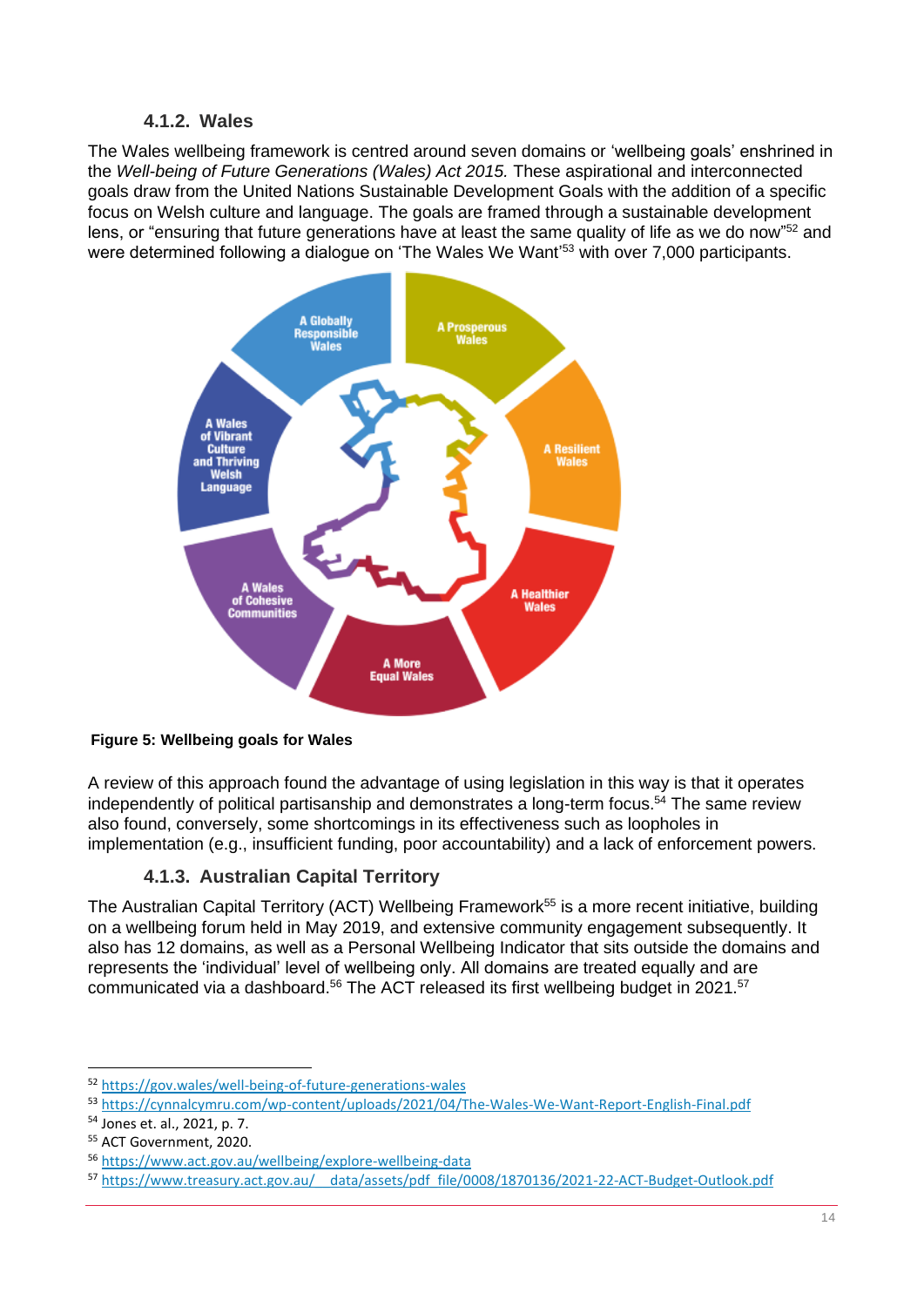### 4.1.2. Wales

The Wales wellbeing framework is centred around seven domains or 'wellbeing goals' enshrined in the *Well-being of Future Generations (Wales) Act 2015.* These aspirational and interconnected goals draw from the United Nations Sustainable Development Goals with the addition of a specific focus on Welsh culture and language. The goals are framed through a sustainable development lens, or "ensuring that future generations have at least the same quality of life as we do now"[52] and were determined following a dialogue on 'The Wales We Want'[53] with over 7,000 participants.

**Figure 5: Wellbeing goals for Wales**

A review of this approach found the advantage of using legislation in this way is that it operates independently of political partisanship and demonstrates a long-term focus.[54] The same review also found, conversely, some shortcomings in its effectiveness such as loopholes in implementation (e.g., insufficient funding, poor accountability) and a lack of enforcement powers.

### 4.1.3. Australian Capital Territory

The Australian Capital Territory (ACT) Wellbeing Framework[55] is a more recent initiative, building on a wellbeing forum held in May 2019, and extensive community engagement subsequently. It also has 12 domains, as well as a Personal Wellbeing Indicator that sits outside the domains and represents the 'individual' level of wellbeing only. All domains are treated equally and are communicated via a dashboard.[56] The ACT released its first wellbeing budget in 2021.[57]

---

[52] https://gov.wales/well-being-of-future-generations-wales

[53] https://cynnalcymru.com/wp-content/uploads/2021/04/The-Wales-We-Want-Report-English-Final.pdf

[54] Jones et. al., 2021, p. 7.

[55] ACT Government, 2020.

[56] https://www.act.gov.au/wellbeing/explore-wellbeing-data

[57] https://www.treasury.act.gov.au/__data/assets/pdf_file/0008/1870136/2021-22-ACT-Budget-Outlook.pdf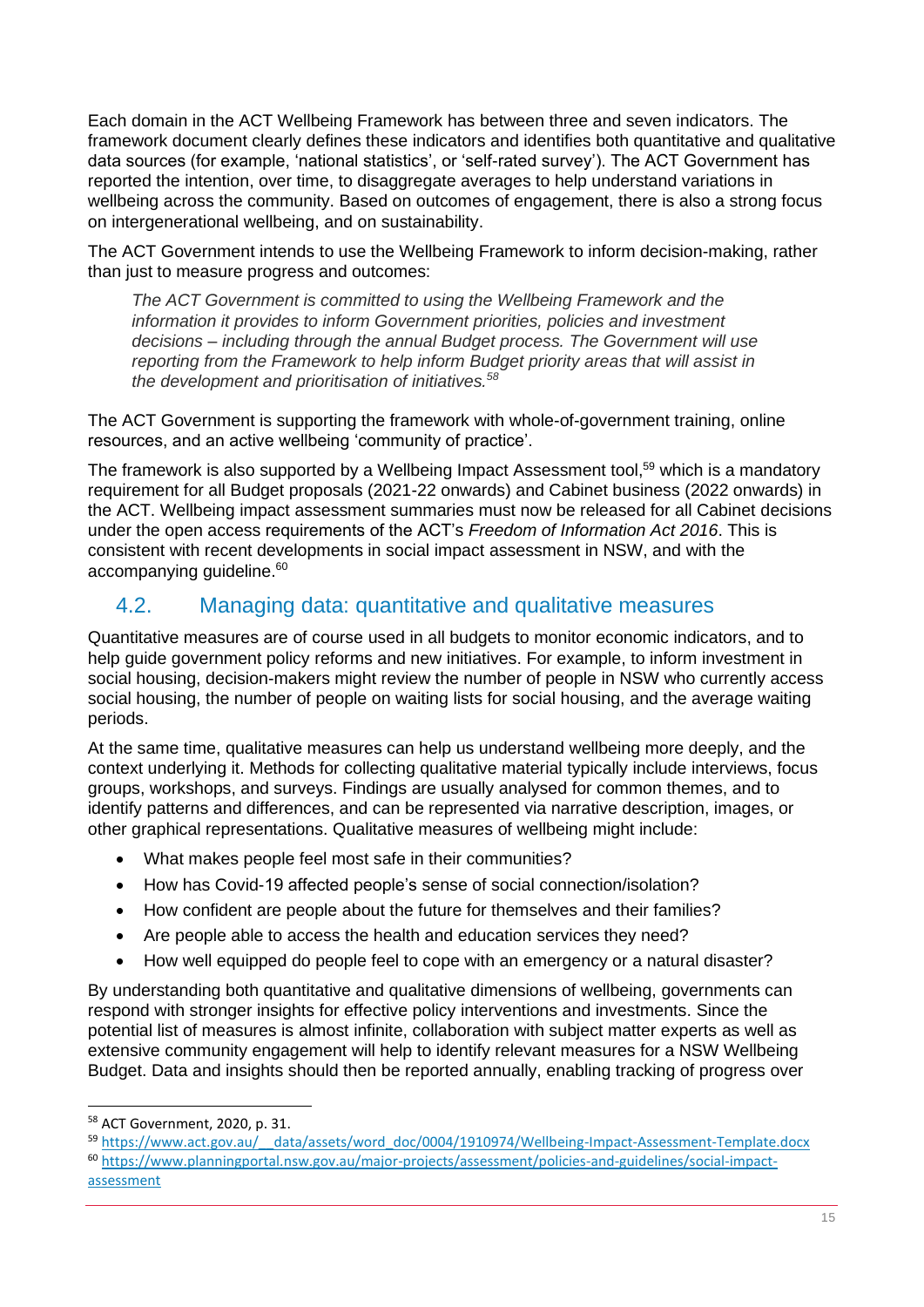Each domain in the ACT Wellbeing Framework has between three and seven indicators. The framework document clearly defines these indicators and identifies both quantitative and qualitative data sources (for example, 'national statistics', or 'self-rated survey'). The ACT Government has reported the intention, over time, to disaggregate averages to help understand variations in wellbeing across the community. Based on outcomes of engagement, there is also a strong focus on intergenerational wellbeing, and on sustainability.

The ACT Government intends to use the Wellbeing Framework to inform decision-making, rather than just to measure progress and outcomes:

> *The ACT Government is committed to using the Wellbeing Framework and the information it provides to inform Government priorities, policies and investment decisions – including through the annual Budget process. The Government will use reporting from the Framework to help inform Budget priority areas that will assist in the development and prioritisation of initiatives.*[58]

The ACT Government is supporting the framework with whole-of-government training, online resources, and an active wellbeing 'community of practice'.

The framework is also supported by a Wellbeing Impact Assessment tool,[59] which is a mandatory requirement for all Budget proposals (2021-22 onwards) and Cabinet business (2022 onwards) in the ACT. Wellbeing impact assessment summaries must now be released for all Cabinet decisions under the open access requirements of the ACT's *Freedom of Information Act 2016*. This is consistent with recent developments in social impact assessment in NSW, and with the accompanying guideline.[60]

## 4.2. Managing data: quantitative and qualitative measures

Quantitative measures are of course used in all budgets to monitor economic indicators, and to help guide government policy reforms and new initiatives. For example, to inform investment in social housing, decision-makers might review the number of people in NSW who currently access social housing, the number of people on waiting lists for social housing, and the average waiting periods.

At the same time, qualitative measures can help us understand wellbeing more deeply, and the context underlying it. Methods for collecting qualitative material typically include interviews, focus groups, workshops, and surveys. Findings are usually analysed for common themes, and to identify patterns and differences, and can be represented via narrative description, images, or other graphical representations. Qualitative measures of wellbeing might include:

- What makes people feel most safe in their communities?
- How has Covid-19 affected people's sense of social connection/isolation?
- How confident are people about the future for themselves and their families?
- Are people able to access the health and education services they need?
- How well equipped do people feel to cope with an emergency or a natural disaster?

By understanding both quantitative and qualitative dimensions of wellbeing, governments can respond with stronger insights for effective policy interventions and investments. Since the potential list of measures is almost infinite, collaboration with subject matter experts as well as extensive community engagement will help to identify relevant measures for a NSW Wellbeing Budget. Data and insights should then be reported annually, enabling tracking of progress over

---

[58] ACT Government, 2020, p. 31.

[59] https://www.act.gov.au/__data/assets/word_doc/0004/1910974/Wellbeing-Impact-Assessment-Template.docx

[60] https://www.planningportal.nsw.gov.au/major-projects/assessment/policies-and-guidelines/social-impact-assessment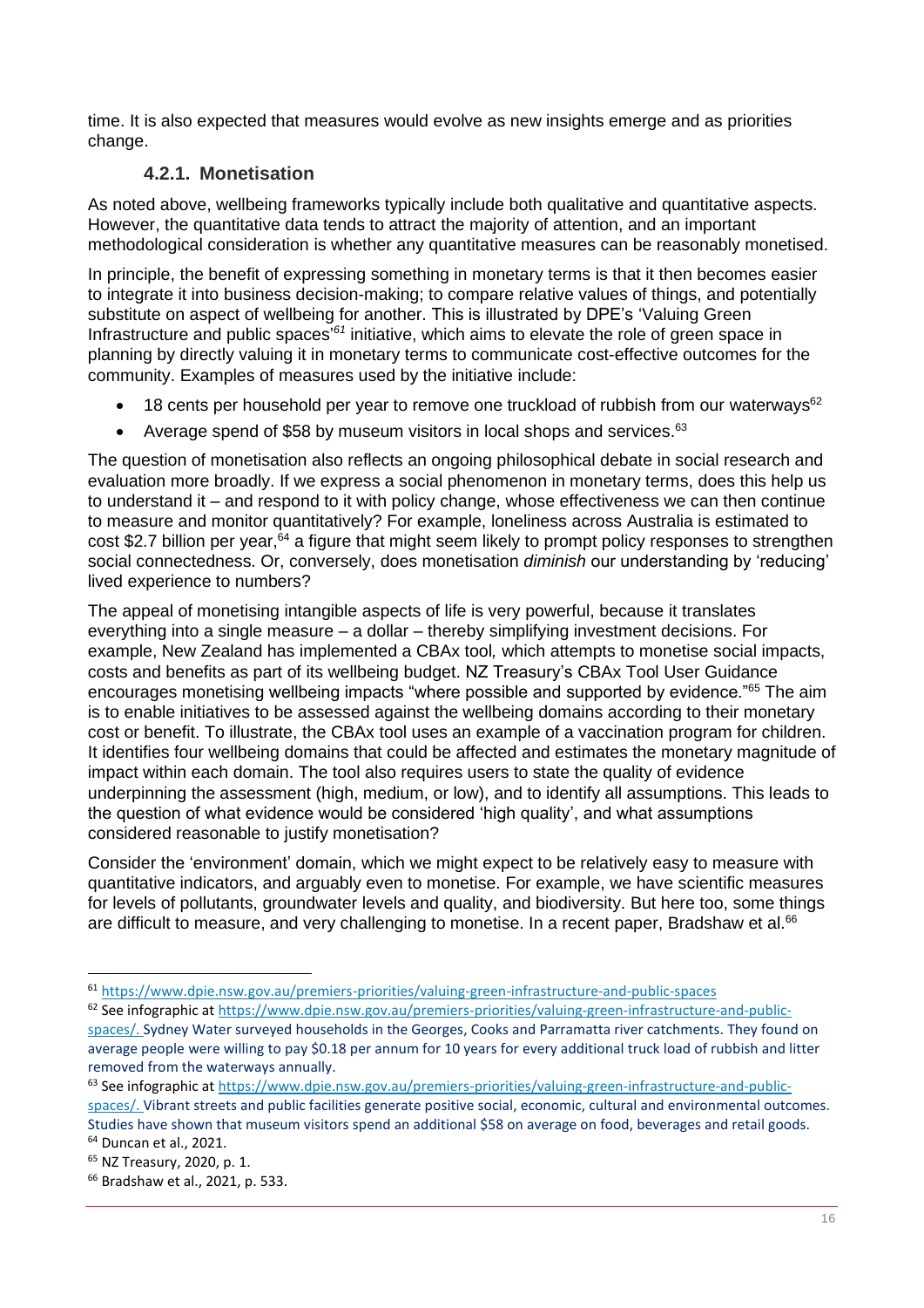time. It is also expected that measures would evolve as new insights emerge and as priorities change.

### 4.2.1. Monetisation

As noted above, wellbeing frameworks typically include both qualitative and quantitative aspects. However, the quantitative data tends to attract the majority of attention, and an important methodological consideration is whether any quantitative measures can be reasonably monetised.

In principle, the benefit of expressing something in monetary terms is that it then becomes easier to integrate it into business decision-making; to compare relative values of things, and potentially substitute on aspect of wellbeing for another. This is illustrated by DPE's 'Valuing Green Infrastructure and public spaces'[61] initiative, which aims to elevate the role of green space in planning by directly valuing it in monetary terms to communicate cost-effective outcomes for the community. Examples of measures used by the initiative include:

- 18 cents per household per year to remove one truckload of rubbish from our waterways[62]
- Average spend of $58 by museum visitors in local shops and services.[63]

The question of monetisation also reflects an ongoing philosophical debate in social research and evaluation more broadly. If we express a social phenomenon in monetary terms, does this help us to understand it – and respond to it with policy change, whose effectiveness we can then continue to measure and monitor quantitatively? For example, loneliness across Australia is estimated to cost $2.7 billion per year,[64] a figure that might seem likely to prompt policy responses to strengthen social connectedness. Or, conversely, does monetisation *diminish* our understanding by 'reducing' lived experience to numbers?

The appeal of monetising intangible aspects of life is very powerful, because it translates everything into a single measure – a dollar – thereby simplifying investment decisions. For example, New Zealand has implemented a CBAx tool*,* which attempts to monetise social impacts, costs and benefits as part of its wellbeing budget. NZ Treasury's CBAx Tool User Guidance encourages monetising wellbeing impacts "where possible and supported by evidence."[65] The aim is to enable initiatives to be assessed against the wellbeing domains according to their monetary cost or benefit. To illustrate, the CBAx tool uses an example of a vaccination program for children. It identifies four wellbeing domains that could be affected and estimates the monetary magnitude of impact within each domain. The tool also requires users to state the quality of evidence underpinning the assessment (high, medium, or low), and to identify all assumptions. This leads to the question of what evidence would be considered 'high quality', and what assumptions considered reasonable to justify monetisation?

Consider the 'environment' domain, which we might expect to be relatively easy to measure with quantitative indicators, and arguably even to monetise. For example, we have scientific measures for levels of pollutants, groundwater levels and quality, and biodiversity. But here too, some things are difficult to measure, and very challenging to monetise. In a recent paper, Bradshaw et al.[66]

---

[61] https://www.dpie.nsw.gov.au/premiers-priorities/valuing-green-infrastructure-and-public-spaces

[62] See infographic at https://www.dpie.nsw.gov.au/premiers-priorities/valuing-green-infrastructure-and-public-spaces/. Sydney Water surveyed households in the Georges, Cooks and Parramatta river catchments. They found on average people were willing to pay $0.18 per annum for 10 years for every additional truck load of rubbish and litter removed from the waterways annually.

[63] See infographic at https://www.dpie.nsw.gov.au/premiers-priorities/valuing-green-infrastructure-and-public-spaces/. Vibrant streets and public facilities generate positive social, economic, cultural and environmental outcomes. Studies have shown that museum visitors spend an additional $58 on average on food, beverages and retail goods.

[64] Duncan et al., 2021.

[65] NZ Treasury, 2020, p. 1.

[66] Bradshaw et al., 2021, p. 533.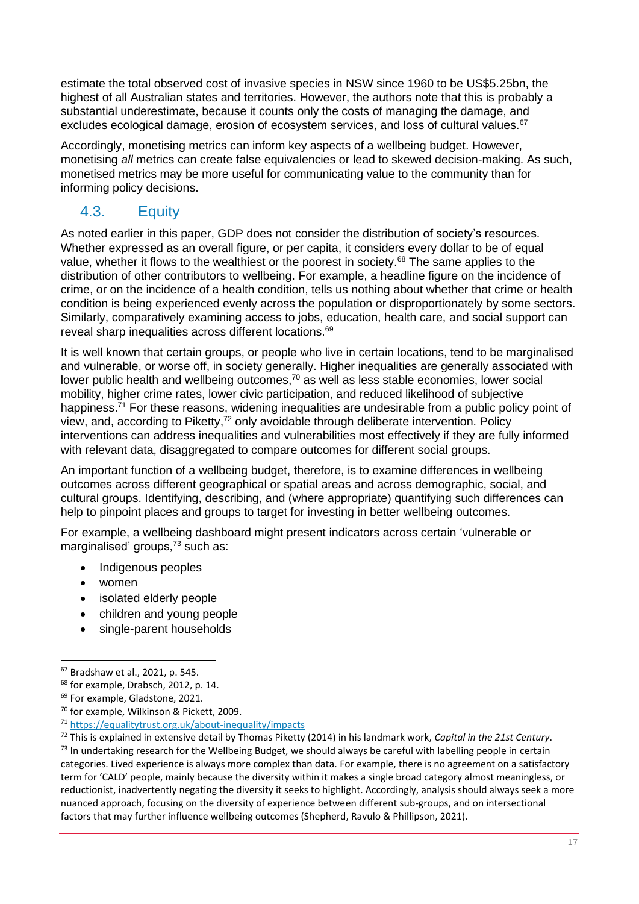estimate the total observed cost of invasive species in NSW since 1960 to be US$5.25bn, the highest of all Australian states and territories. However, the authors note that this is probably a substantial underestimate, because it counts only the costs of managing the damage, and excludes ecological damage, erosion of ecosystem services, and loss of cultural values.[67]

Accordingly, monetising metrics can inform key aspects of a wellbeing budget. However, monetising *all* metrics can create false equivalencies or lead to skewed decision-making. As such, monetised metrics may be more useful for communicating value to the community than for informing policy decisions.

## 4.3. Equity

As noted earlier in this paper, GDP does not consider the distribution of society's resources. Whether expressed as an overall figure, or per capita, it considers every dollar to be of equal value, whether it flows to the wealthiest or the poorest in society.[68] The same applies to the distribution of other contributors to wellbeing. For example, a headline figure on the incidence of crime, or on the incidence of a health condition, tells us nothing about whether that crime or health condition is being experienced evenly across the population or disproportionately by some sectors. Similarly, comparatively examining access to jobs, education, health care, and social support can reveal sharp inequalities across different locations.[69]

It is well known that certain groups, or people who live in certain locations, tend to be marginalised and vulnerable, or worse off, in society generally. Higher inequalities are generally associated with lower public health and wellbeing outcomes,[70] as well as less stable economies, lower social mobility, higher crime rates, lower civic participation, and reduced likelihood of subjective happiness.[71] For these reasons, widening inequalities are undesirable from a public policy point of view, and, according to Piketty,[72] only avoidable through deliberate intervention. Policy interventions can address inequalities and vulnerabilities most effectively if they are fully informed with relevant data, disaggregated to compare outcomes for different social groups.

An important function of a wellbeing budget, therefore, is to examine differences in wellbeing outcomes across different geographical or spatial areas and across demographic, social, and cultural groups. Identifying, describing, and (where appropriate) quantifying such differences can help to pinpoint places and groups to target for investing in better wellbeing outcomes.

For example, a wellbeing dashboard might present indicators across certain 'vulnerable or marginalised' groups,[73] such as:

- Indigenous peoples
- women
- isolated elderly people
- children and young people
- single-parent households

---

[67] Bradshaw et al., 2021, p. 545.

[68] for example, Drabsch, 2012, p. 14.

[69] For example, Gladstone, 2021.

[70] for example, Wilkinson & Pickett, 2009.

[71] https://equalitytrust.org.uk/about-inequality/impacts

[72] This is explained in extensive detail by Thomas Piketty (2014) in his landmark work, *Capital in the 21st Century*.

[73] In undertaking research for the Wellbeing Budget, we should always be careful with labelling people in certain categories. Lived experience is always more complex than data. For example, there is no agreement on a satisfactory term for 'CALD' people, mainly because the diversity within it makes a single broad category almost meaningless, or reductionist, inadvertently negating the diversity it seeks to highlight. Accordingly, analysis should always seek a more nuanced approach, focusing on the diversity of experience between different sub-groups, and on intersectional factors that may further influence wellbeing outcomes (Shepherd, Ravulo & Phillipson, 2021).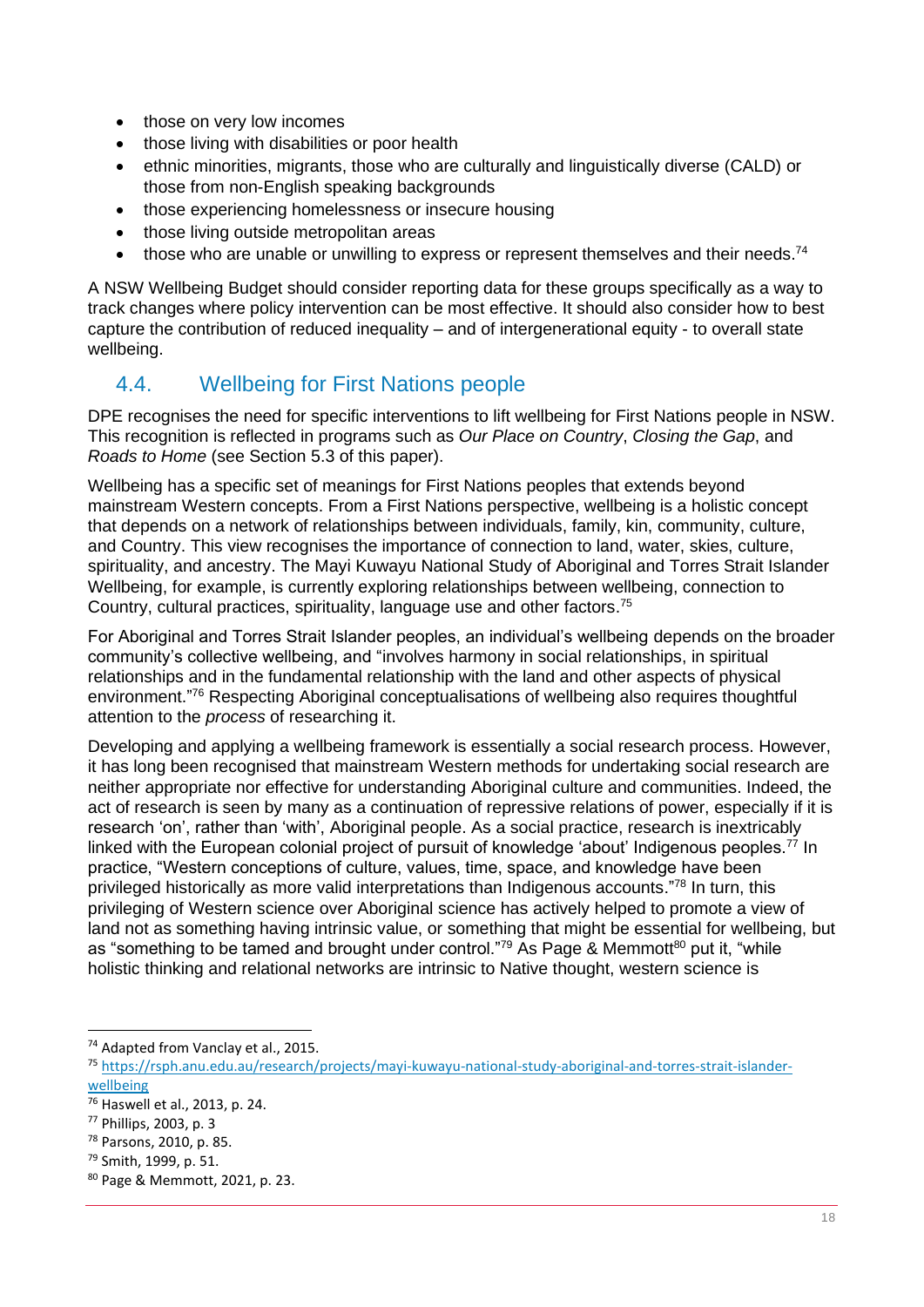- those on very low incomes
- those living with disabilities or poor health
- ethnic minorities, migrants, those who are culturally and linguistically diverse (CALD) or those from non-English speaking backgrounds
- those experiencing homelessness or insecure housing
- those living outside metropolitan areas
- those who are unable or unwilling to express or represent themselves and their needs.[74]

A NSW Wellbeing Budget should consider reporting data for these groups specifically as a way to track changes where policy intervention can be most effective. It should also consider how to best capture the contribution of reduced inequality – and of intergenerational equity - to overall state wellbeing.

## 4.4. Wellbeing for First Nations people

DPE recognises the need for specific interventions to lift wellbeing for First Nations people in NSW. This recognition is reflected in programs such as *Our Place on Country*, *Closing the Gap*, and *Roads to Home* (see Section 5.3 of this paper).

Wellbeing has a specific set of meanings for First Nations peoples that extends beyond mainstream Western concepts. From a First Nations perspective, wellbeing is a holistic concept that depends on a network of relationships between individuals, family, kin, community, culture, and Country. This view recognises the importance of connection to land, water, skies, culture, spirituality, and ancestry. The Mayi Kuwayu National Study of Aboriginal and Torres Strait Islander Wellbeing, for example, is currently exploring relationships between wellbeing, connection to Country, cultural practices, spirituality, language use and other factors.[75]

For Aboriginal and Torres Strait Islander peoples, an individual's wellbeing depends on the broader community's collective wellbeing, and "involves harmony in social relationships, in spiritual relationships and in the fundamental relationship with the land and other aspects of physical environment."[76] Respecting Aboriginal conceptualisations of wellbeing also requires thoughtful attention to the *process* of researching it.

Developing and applying a wellbeing framework is essentially a social research process. However, it has long been recognised that mainstream Western methods for undertaking social research are neither appropriate nor effective for understanding Aboriginal culture and communities. Indeed, the act of research is seen by many as a continuation of repressive relations of power, especially if it is research 'on', rather than 'with', Aboriginal people. As a social practice, research is inextricably linked with the European colonial project of pursuit of knowledge 'about' Indigenous peoples.[77] In practice, "Western conceptions of culture, values, time, space, and knowledge have been privileged historically as more valid interpretations than Indigenous accounts."[78] In turn, this privileging of Western science over Aboriginal science has actively helped to promote a view of land not as something having intrinsic value, or something that might be essential for wellbeing, but as "something to be tamed and brought under control."[79] As Page & Memmott[80] put it, "while holistic thinking and relational networks are intrinsic to Native thought, western science is

---

[74] Adapted from Vanclay et al., 2015.

[75] https://rsph.anu.edu.au/research/projects/mayi-kuwayu-national-study-aboriginal-and-torres-strait-islander-wellbeing

[76] Haswell et al., 2013, p. 24.

[77] Phillips, 2003, p. 3

[78] Parsons, 2010, p. 85.

[79] Smith, 1999, p. 51.

[80] Page & Memmott, 2021, p. 23.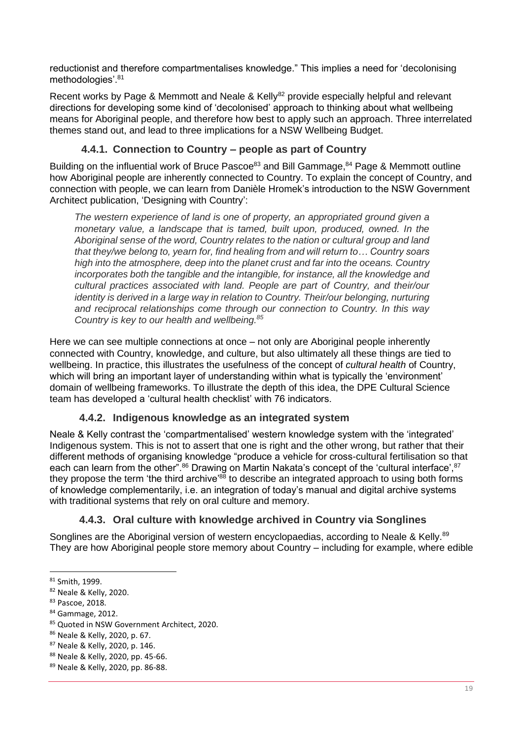reductionist and therefore compartmentalises knowledge." This implies a need for 'decolonising methodologies'.[81]

Recent works by Page & Memmott and Neale & Kelly[82] provide especially helpful and relevant directions for developing some kind of 'decolonised' approach to thinking about what wellbeing means for Aboriginal people, and therefore how best to apply such an approach. Three interrelated themes stand out, and lead to three implications for a NSW Wellbeing Budget.

### 4.4.1. Connection to Country – people as part of Country

Building on the influential work of Bruce Pascoe[83] and Bill Gammage,[84] Page & Memmott outline how Aboriginal people are inherently connected to Country. To explain the concept of Country, and connection with people, we can learn from Danièle Hromek's introduction to the NSW Government Architect publication, 'Designing with Country':

> *The western experience of land is one of property, an appropriated ground given a monetary value, a landscape that is tamed, built upon, produced, owned. In the Aboriginal sense of the word, Country relates to the nation or cultural group and land that they/we belong to, yearn for, find healing from and will return to… Country soars high into the atmosphere, deep into the planet crust and far into the oceans. Country incorporates both the tangible and the intangible, for instance, all the knowledge and cultural practices associated with land. People are part of Country, and their/our identity is derived in a large way in relation to Country. Their/our belonging, nurturing and reciprocal relationships come through our connection to Country. In this way Country is key to our health and wellbeing.*[85]

Here we can see multiple connections at once – not only are Aboriginal people inherently connected with Country, knowledge, and culture, but also ultimately all these things are tied to wellbeing. In practice, this illustrates the usefulness of the concept of *cultural health* of Country, which will bring an important layer of understanding within what is typically the 'environment' domain of wellbeing frameworks. To illustrate the depth of this idea, the DPE Cultural Science team has developed a 'cultural health checklist' with 76 indicators.

### 4.4.2. Indigenous knowledge as an integrated system

Neale & Kelly contrast the 'compartmentalised' western knowledge system with the 'integrated' Indigenous system. This is not to assert that one is right and the other wrong, but rather that their different methods of organising knowledge "produce a vehicle for cross-cultural fertilisation so that each can learn from the other".[86] Drawing on Martin Nakata's concept of the 'cultural interface',[87] they propose the term 'the third archive'[88] to describe an integrated approach to using both forms of knowledge complementarily, i.e. an integration of today's manual and digital archive systems with traditional systems that rely on oral culture and memory.

### 4.4.3. Oral culture with knowledge archived in Country via Songlines

Songlines are the Aboriginal version of western encyclopaedias, according to Neale & Kelly.[89] They are how Aboriginal people store memory about Country – including for example, where edible

---

[81] Smith, 1999.
[82] Neale & Kelly, 2020.
[83] Pascoe, 2018.
[84] Gammage, 2012.
[85] Quoted in NSW Government Architect, 2020.
[86] Neale & Kelly, 2020, p. 67.
[87] Neale & Kelly, 2020, p. 146.
[88] Neale & Kelly, 2020, pp. 45-66.
[89] Neale & Kelly, 2020, pp. 86-88.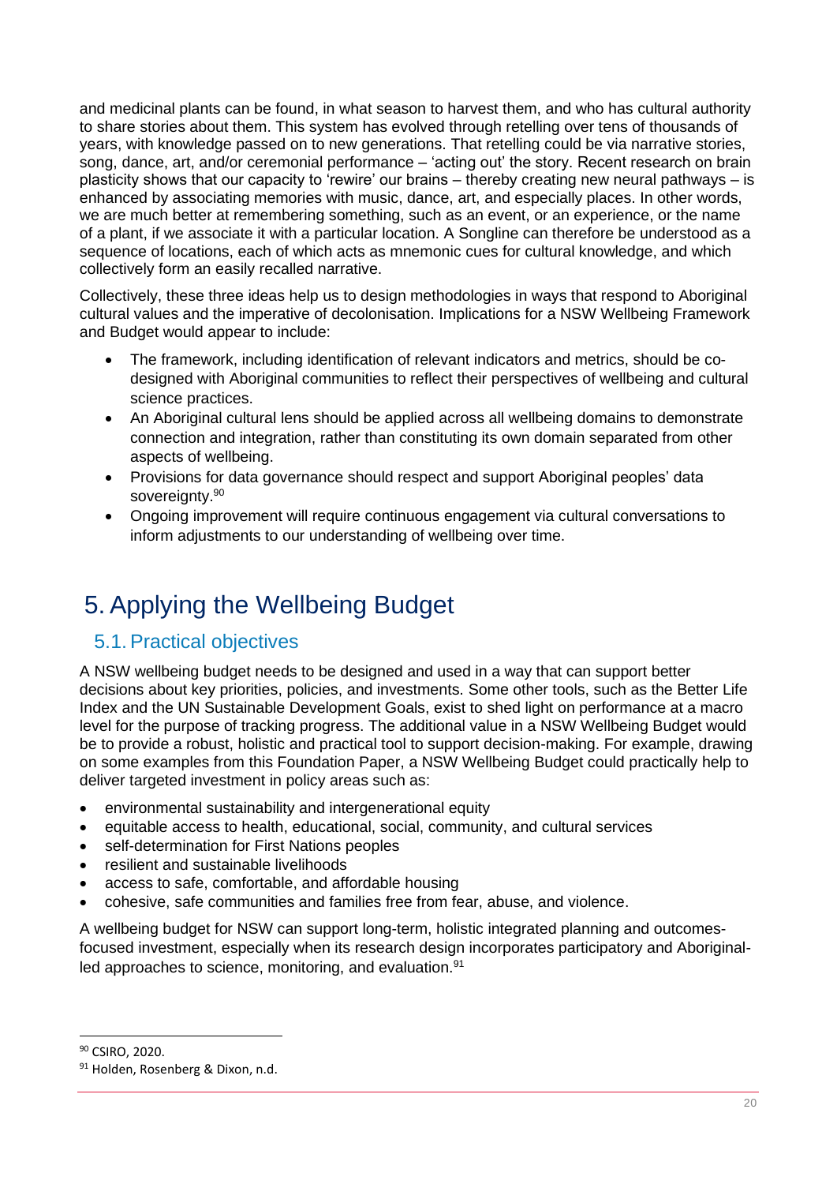and medicinal plants can be found, in what season to harvest them, and who has cultural authority to share stories about them. This system has evolved through retelling over tens of thousands of years, with knowledge passed on to new generations. That retelling could be via narrative stories, song, dance, art, and/or ceremonial performance – 'acting out' the story. Recent research on brain plasticity shows that our capacity to 'rewire' our brains – thereby creating new neural pathways – is enhanced by associating memories with music, dance, art, and especially places. In other words, we are much better at remembering something, such as an event, or an experience, or the name of a plant, if we associate it with a particular location. A Songline can therefore be understood as a sequence of locations, each of which acts as mnemonic cues for cultural knowledge, and which collectively form an easily recalled narrative.

Collectively, these three ideas help us to design methodologies in ways that respond to Aboriginal cultural values and the imperative of decolonisation. Implications for a NSW Wellbeing Framework and Budget would appear to include:

- The framework, including identification of relevant indicators and metrics, should be co-designed with Aboriginal communities to reflect their perspectives of wellbeing and cultural science practices.
- An Aboriginal cultural lens should be applied across all wellbeing domains to demonstrate connection and integration, rather than constituting its own domain separated from other aspects of wellbeing.
- Provisions for data governance should respect and support Aboriginal peoples' data sovereignty.[90]
- Ongoing improvement will require continuous engagement via cultural conversations to inform adjustments to our understanding of wellbeing over time.

# 5. Applying the Wellbeing Budget

## 5.1. Practical objectives

A NSW wellbeing budget needs to be designed and used in a way that can support better decisions about key priorities, policies, and investments. Some other tools, such as the Better Life Index and the UN Sustainable Development Goals, exist to shed light on performance at a macro level for the purpose of tracking progress. The additional value in a NSW Wellbeing Budget would be to provide a robust, holistic and practical tool to support decision-making. For example, drawing on some examples from this Foundation Paper, a NSW Wellbeing Budget could practically help to deliver targeted investment in policy areas such as:

- environmental sustainability and intergenerational equity
- equitable access to health, educational, social, community, and cultural services
- self-determination for First Nations peoples
- resilient and sustainable livelihoods
- access to safe, comfortable, and affordable housing
- cohesive, safe communities and families free from fear, abuse, and violence.

A wellbeing budget for NSW can support long-term, holistic integrated planning and outcomes-focused investment, especially when its research design incorporates participatory and Aboriginal-led approaches to science, monitoring, and evaluation.[91]

---

[90] CSIRO, 2020.

[91] Holden, Rosenberg & Dixon, n.d.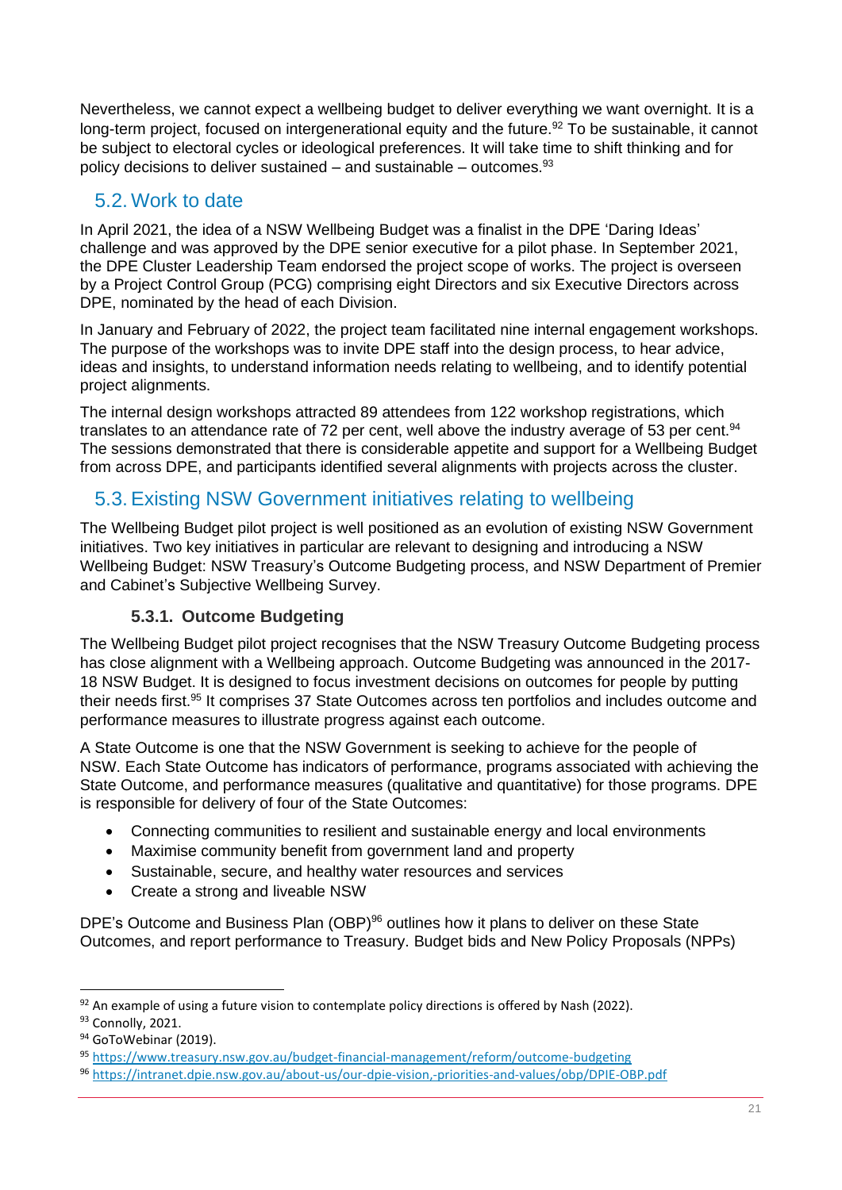Nevertheless, we cannot expect a wellbeing budget to deliver everything we want overnight. It is a long-term project, focused on intergenerational equity and the future.[92] To be sustainable, it cannot be subject to electoral cycles or ideological preferences. It will take time to shift thinking and for policy decisions to deliver sustained – and sustainable – outcomes.[93]

## 5.2. Work to date

In April 2021, the idea of a NSW Wellbeing Budget was a finalist in the DPE 'Daring Ideas' challenge and was approved by the DPE senior executive for a pilot phase. In September 2021, the DPE Cluster Leadership Team endorsed the project scope of works. The project is overseen by a Project Control Group (PCG) comprising eight Directors and six Executive Directors across DPE, nominated by the head of each Division.

In January and February of 2022, the project team facilitated nine internal engagement workshops. The purpose of the workshops was to invite DPE staff into the design process, to hear advice, ideas and insights, to understand information needs relating to wellbeing, and to identify potential project alignments.

The internal design workshops attracted 89 attendees from 122 workshop registrations, which translates to an attendance rate of 72 per cent, well above the industry average of 53 per cent.[94] The sessions demonstrated that there is considerable appetite and support for a Wellbeing Budget from across DPE, and participants identified several alignments with projects across the cluster.

## 5.3. Existing NSW Government initiatives relating to wellbeing

The Wellbeing Budget pilot project is well positioned as an evolution of existing NSW Government initiatives. Two key initiatives in particular are relevant to designing and introducing a NSW Wellbeing Budget: NSW Treasury's Outcome Budgeting process, and NSW Department of Premier and Cabinet's Subjective Wellbeing Survey.

### 5.3.1. Outcome Budgeting

The Wellbeing Budget pilot project recognises that the NSW Treasury Outcome Budgeting process has close alignment with a Wellbeing approach. Outcome Budgeting was announced in the 2017-18 NSW Budget. It is designed to focus investment decisions on outcomes for people by putting their needs first.[95] It comprises 37 State Outcomes across ten portfolios and includes outcome and performance measures to illustrate progress against each outcome.

A State Outcome is one that the NSW Government is seeking to achieve for the people of NSW. Each State Outcome has indicators of performance, programs associated with achieving the State Outcome, and performance measures (qualitative and quantitative) for those programs. DPE is responsible for delivery of four of the State Outcomes:

- Connecting communities to resilient and sustainable energy and local environments
- Maximise community benefit from government land and property
- Sustainable, secure, and healthy water resources and services
- Create a strong and liveable NSW

DPE's Outcome and Business Plan (OBP)[96] outlines how it plans to deliver on these State Outcomes, and report performance to Treasury. Budget bids and New Policy Proposals (NPPs)

---

[92] An example of using a future vision to contemplate policy directions is offered by Nash (2022).

[93] Connolly, 2021.

[94] GoToWebinar (2019).

[95] https://www.treasury.nsw.gov.au/budget-financial-management/reform/outcome-budgeting

[96] https://intranet.dpie.nsw.gov.au/about-us/our-dpie-vision,-priorities-and-values/obp/DPIE-OBP.pdf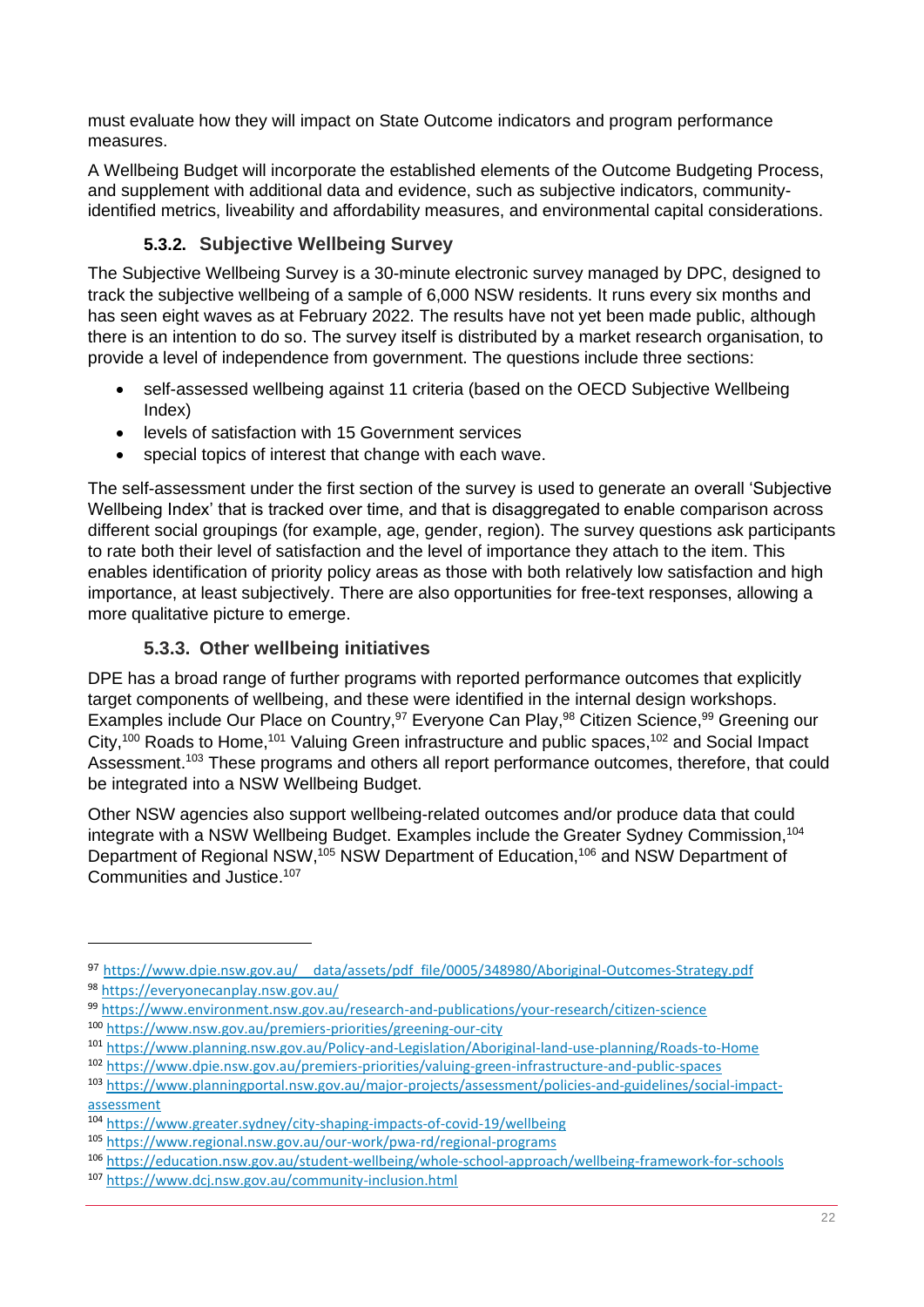must evaluate how they will impact on State Outcome indicators and program performance measures.

A Wellbeing Budget will incorporate the established elements of the Outcome Budgeting Process, and supplement with additional data and evidence, such as subjective indicators, community-identified metrics, liveability and affordability measures, and environmental capital considerations.

### 5.3.2. Subjective Wellbeing Survey

The Subjective Wellbeing Survey is a 30-minute electronic survey managed by DPC, designed to track the subjective wellbeing of a sample of 6,000 NSW residents. It runs every six months and has seen eight waves as at February 2022. The results have not yet been made public, although there is an intention to do so. The survey itself is distributed by a market research organisation, to provide a level of independence from government. The questions include three sections:

- self-assessed wellbeing against 11 criteria (based on the OECD Subjective Wellbeing Index)
- levels of satisfaction with 15 Government services
- special topics of interest that change with each wave.

The self-assessment under the first section of the survey is used to generate an overall 'Subjective Wellbeing Index' that is tracked over time, and that is disaggregated to enable comparison across different social groupings (for example, age, gender, region). The survey questions ask participants to rate both their level of satisfaction and the level of importance they attach to the item. This enables identification of priority policy areas as those with both relatively low satisfaction and high importance, at least subjectively. There are also opportunities for free-text responses, allowing a more qualitative picture to emerge.

### 5.3.3. Other wellbeing initiatives

DPE has a broad range of further programs with reported performance outcomes that explicitly target components of wellbeing, and these were identified in the internal design workshops. Examples include Our Place on Country,[97] Everyone Can Play,[98] Citizen Science,[99] Greening our City,[100] Roads to Home,[101] Valuing Green infrastructure and public spaces,[102] and Social Impact Assessment.[103] These programs and others all report performance outcomes, therefore, that could be integrated into a NSW Wellbeing Budget.

Other NSW agencies also support wellbeing-related outcomes and/or produce data that could integrate with a NSW Wellbeing Budget. Examples include the Greater Sydney Commission,[104] Department of Regional NSW,[105] NSW Department of Education,[106] and NSW Department of Communities and Justice.[107]

---

[97] https://www.dpie.nsw.gov.au/__data/assets/pdf_file/0005/348980/Aboriginal-Outcomes-Strategy.pdf
[98] https://everyonecanplay.nsw.gov.au/
[99] https://www.environment.nsw.gov.au/research-and-publications/your-research/citizen-science
[100] https://www.nsw.gov.au/premiers-priorities/greening-our-city
[101] https://www.planning.nsw.gov.au/Policy-and-Legislation/Aboriginal-land-use-planning/Roads-to-Home
[102] https://www.dpie.nsw.gov.au/premiers-priorities/valuing-green-infrastructure-and-public-spaces
[103] https://www.planningportal.nsw.gov.au/major-projects/assessment/policies-and-guidelines/social-impact-assessment
[104] https://www.greater.sydney/city-shaping-impacts-of-covid-19/wellbeing
[105] https://www.regional.nsw.gov.au/our-work/pwa-rd/regional-programs
[106] https://education.nsw.gov.au/student-wellbeing/whole-school-approach/wellbeing-framework-for-schools
[107] https://www.dcj.nsw.gov.au/community-inclusion.html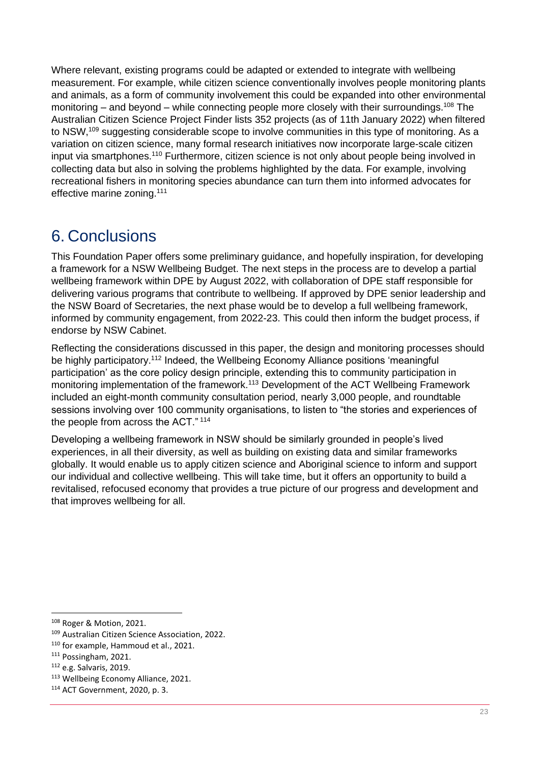Where relevant, existing programs could be adapted or extended to integrate with wellbeing measurement. For example, while citizen science conventionally involves people monitoring plants and animals, as a form of community involvement this could be expanded into other environmental monitoring – and beyond – while connecting people more closely with their surroundings.[108] The Australian Citizen Science Project Finder lists 352 projects (as of 11th January 2022) when filtered to NSW,[109] suggesting considerable scope to involve communities in this type of monitoring. As a variation on citizen science, many formal research initiatives now incorporate large-scale citizen input via smartphones.[110] Furthermore, citizen science is not only about people being involved in collecting data but also in solving the problems highlighted by the data. For example, involving recreational fishers in monitoring species abundance can turn them into informed advocates for effective marine zoning.[111]

# 6. Conclusions

This Foundation Paper offers some preliminary guidance, and hopefully inspiration, for developing a framework for a NSW Wellbeing Budget. The next steps in the process are to develop a partial wellbeing framework within DPE by August 2022, with collaboration of DPE staff responsible for delivering various programs that contribute to wellbeing. If approved by DPE senior leadership and the NSW Board of Secretaries, the next phase would be to develop a full wellbeing framework, informed by community engagement, from 2022-23. This could then inform the budget process, if endorse by NSW Cabinet.

Reflecting the considerations discussed in this paper, the design and monitoring processes should be highly participatory.[112] Indeed, the Wellbeing Economy Alliance positions 'meaningful participation' as the core policy design principle, extending this to community participation in monitoring implementation of the framework.[113] Development of the ACT Wellbeing Framework included an eight-month community consultation period, nearly 3,000 people, and roundtable sessions involving over 100 community organisations, to listen to "the stories and experiences of the people from across the ACT."[114]

Developing a wellbeing framework in NSW should be similarly grounded in people's lived experiences, in all their diversity, as well as building on existing data and similar frameworks globally. It would enable us to apply citizen science and Aboriginal science to inform and support our individual and collective wellbeing. This will take time, but it offers an opportunity to build a revitalised, refocused economy that provides a true picture of our progress and development and that improves wellbeing for all.

---

[108] Roger & Motion, 2021.
[109] Australian Citizen Science Association, 2022.
[110] for example, Hammoud et al., 2021.
[111] Possingham, 2021.
[112] e.g. Salvaris, 2019.
[113] Wellbeing Economy Alliance, 2021.
[114] ACT Government, 2020, p. 3.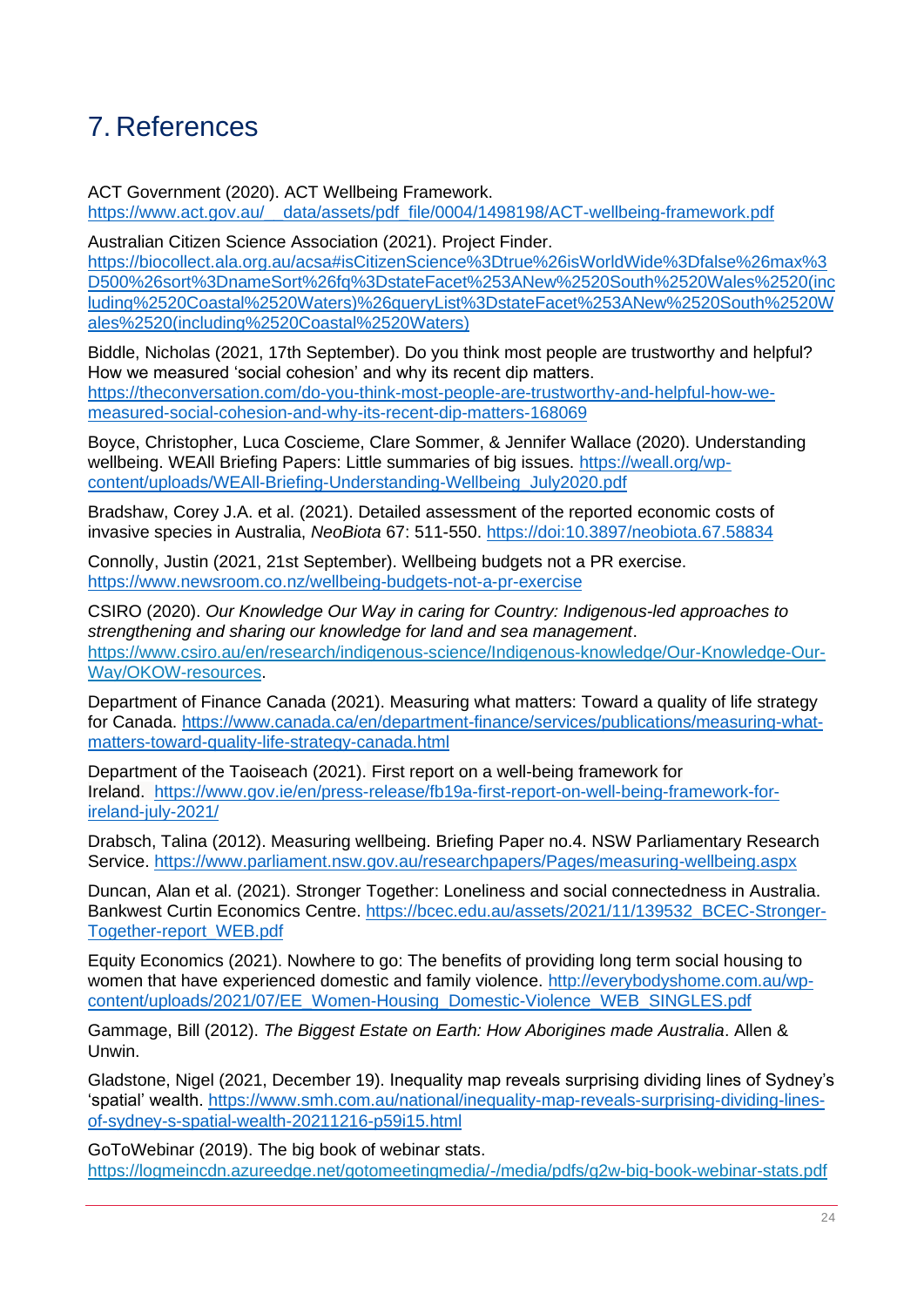# 7. References

ACT Government (2020). ACT Wellbeing Framework. https://www.act.gov.au/__data/assets/pdf_file/0004/1498198/ACT-wellbeing-framework.pdf

Australian Citizen Science Association (2021). Project Finder. https://biocollect.ala.org.au/acsa#isCitizenScience%3Dtrue%26isWorldWide%3Dfalse%26max%3D500%26sort%3DnameSort%26fq%3DstateFacet%253ANew%2520South%2520Wales%2520(including%2520Coastal%2520Waters)%26queryList%3DstateFacet%253ANew%2520South%2520Wales%2520(including%2520Coastal%2520Waters)

Biddle, Nicholas (2021, 17th September). Do you think most people are trustworthy and helpful? How we measured 'social cohesion' and why its recent dip matters. https://theconversation.com/do-you-think-most-people-are-trustworthy-and-helpful-how-we-measured-social-cohesion-and-why-its-recent-dip-matters-168069

Boyce, Christopher, Luca Coscieme, Clare Sommer, & Jennifer Wallace (2020). Understanding wellbeing. WEAll Briefing Papers: Little summaries of big issues. https://weall.org/wp-content/uploads/WEAll-Briefing-Understanding-Wellbeing_July2020.pdf

Bradshaw, Corey J.A. et al. (2021). Detailed assessment of the reported economic costs of invasive species in Australia, *NeoBiota* 67: 511-550. https://doi:10.3897/neobiota.67.58834

Connolly, Justin (2021, 21st September). Wellbeing budgets not a PR exercise. https://www.newsroom.co.nz/wellbeing-budgets-not-a-pr-exercise

CSIRO (2020). *Our Knowledge Our Way in caring for Country: Indigenous-led approaches to strengthening and sharing our knowledge for land and sea management*. https://www.csiro.au/en/research/indigenous-science/Indigenous-knowledge/Our-Knowledge-Our-Way/OKOW-resources.

Department of Finance Canada (2021). Measuring what matters: Toward a quality of life strategy for Canada. https://www.canada.ca/en/department-finance/services/publications/measuring-what-matters-toward-quality-life-strategy-canada.html

Department of the Taoiseach (2021). First report on a well-being framework for Ireland. https://www.gov.ie/en/press-release/fb19a-first-report-on-well-being-framework-for-ireland-july-2021/

Drabsch, Talina (2012). Measuring wellbeing. Briefing Paper no.4. NSW Parliamentary Research Service. https://www.parliament.nsw.gov.au/researchpapers/Pages/measuring-wellbeing.aspx

Duncan, Alan et al. (2021). Stronger Together: Loneliness and social connectedness in Australia. Bankwest Curtin Economics Centre. https://bcec.edu.au/assets/2021/11/139532_BCEC-Stronger-Together-report_WEB.pdf

Equity Economics (2021). Nowhere to go: The benefits of providing long term social housing to women that have experienced domestic and family violence. http://everybodyshome.com.au/wp-content/uploads/2021/07/EE_Women-Housing_Domestic-Violence_WEB_SINGLES.pdf

Gammage, Bill (2012). *The Biggest Estate on Earth: How Aborigines made Australia*. Allen & Unwin.

Gladstone, Nigel (2021, December 19). Inequality map reveals surprising dividing lines of Sydney's 'spatial' wealth. https://www.smh.com.au/national/inequality-map-reveals-surprising-dividing-lines-of-sydney-s-spatial-wealth-20211216-p59i15.html

GoToWebinar (2019). The big book of webinar stats. https://logmeincdn.azureedge.net/gotomeetingmedia/-/media/pdfs/g2w-big-book-webinar-stats.pdf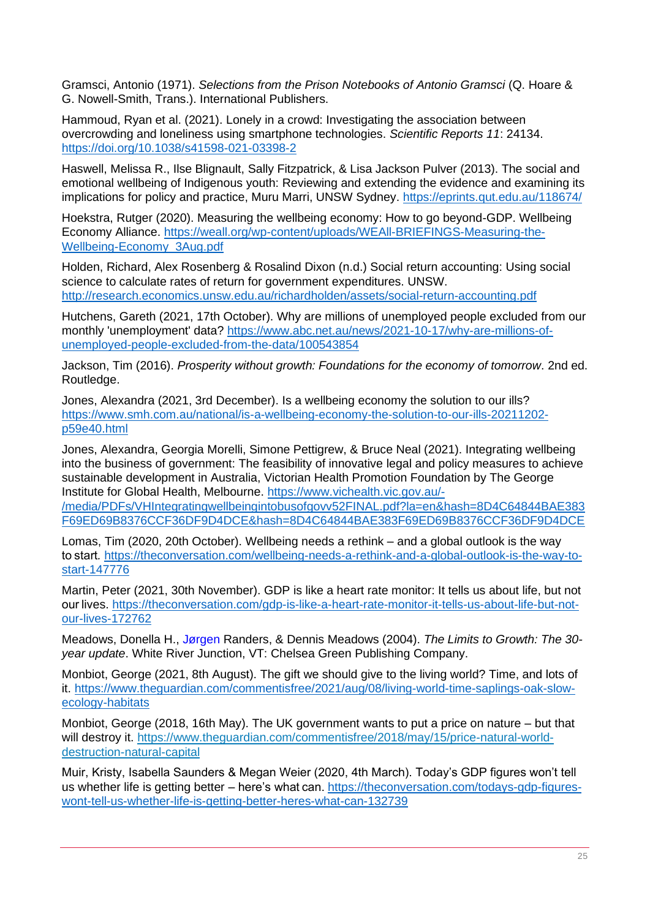Gramsci, Antonio (1971). *Selections from the Prison Notebooks of Antonio Gramsci* (Q. Hoare & G. Nowell-Smith, Trans.). International Publishers.

Hammoud, Ryan et al. (2021). Lonely in a crowd: Investigating the association between overcrowding and loneliness using smartphone technologies. *Scientific Reports 11*: 24134. https://doi.org/10.1038/s41598-021-03398-2

Haswell, Melissa R., Ilse Blignault, Sally Fitzpatrick, & Lisa Jackson Pulver (2013). The social and emotional wellbeing of Indigenous youth: Reviewing and extending the evidence and examining its implications for policy and practice, Muru Marri, UNSW Sydney. https://eprints.qut.edu.au/118674/

Hoekstra, Rutger (2020). Measuring the wellbeing economy: How to go beyond-GDP. Wellbeing Economy Alliance. https://weall.org/wp-content/uploads/WEAll-BRIEFINGS-Measuring-the-Wellbeing-Economy_3Aug.pdf

Holden, Richard, Alex Rosenberg & Rosalind Dixon (n.d.) Social return accounting: Using social science to calculate rates of return for government expenditures. UNSW. http://research.economics.unsw.edu.au/richardholden/assets/social-return-accounting.pdf

Hutchens, Gareth (2021, 17th October). Why are millions of unemployed people excluded from our monthly 'unemployment' data? https://www.abc.net.au/news/2021-10-17/why-are-millions-of-unemployed-people-excluded-from-the-data/100543854

Jackson, Tim (2016). *Prosperity without growth: Foundations for the economy of tomorrow*. 2nd ed. Routledge.

Jones, Alexandra (2021, 3rd December). Is a wellbeing economy the solution to our ills? https://www.smh.com.au/national/is-a-wellbeing-economy-the-solution-to-our-ills-20211202-p59e40.html

Jones, Alexandra, Georgia Morelli, Simone Pettigrew, & Bruce Neal (2021). Integrating wellbeing into the business of government: The feasibility of innovative legal and policy measures to achieve sustainable development in Australia, Victorian Health Promotion Foundation by The George Institute for Global Health, Melbourne. https://www.vichealth.vic.gov.au/-/media/PDFs/VHIntegratingwellbeingintobusofgovv52FINAL.pdf?la=en&hash=8D4C64844BAE383F69ED69B8376CCF36DF9D4DCE&hash=8D4C64844BAE383F69ED69B8376CCF36DF9D4DCE

Lomas, Tim (2020, 20th October). Wellbeing needs a rethink – and a global outlook is the way to start. https://theconversation.com/wellbeing-needs-a-rethink-and-a-global-outlook-is-the-way-to-start-147776

Martin, Peter (2021, 30th November). GDP is like a heart rate monitor: It tells us about life, but not our lives. https://theconversation.com/gdp-is-like-a-heart-rate-monitor-it-tells-us-about-life-but-not-our-lives-172762

Meadows, Donella H., Jørgen Randers, & Dennis Meadows (2004). *The Limits to Growth: The 30-year update*. White River Junction, VT: Chelsea Green Publishing Company.

Monbiot, George (2021, 8th August). The gift we should give to the living world? Time, and lots of it. https://www.theguardian.com/commentisfree/2021/aug/08/living-world-time-saplings-oak-slow-ecology-habitats

Monbiot, George (2018, 16th May). The UK government wants to put a price on nature – but that will destroy it. https://www.theguardian.com/commentisfree/2018/may/15/price-natural-world-destruction-natural-capital

Muir, Kristy, Isabella Saunders & Megan Weier (2020, 4th March). Today's GDP figures won't tell us whether life is getting better – here's what can. https://theconversation.com/todays-gdp-figures-wont-tell-us-whether-life-is-getting-better-heres-what-can-132739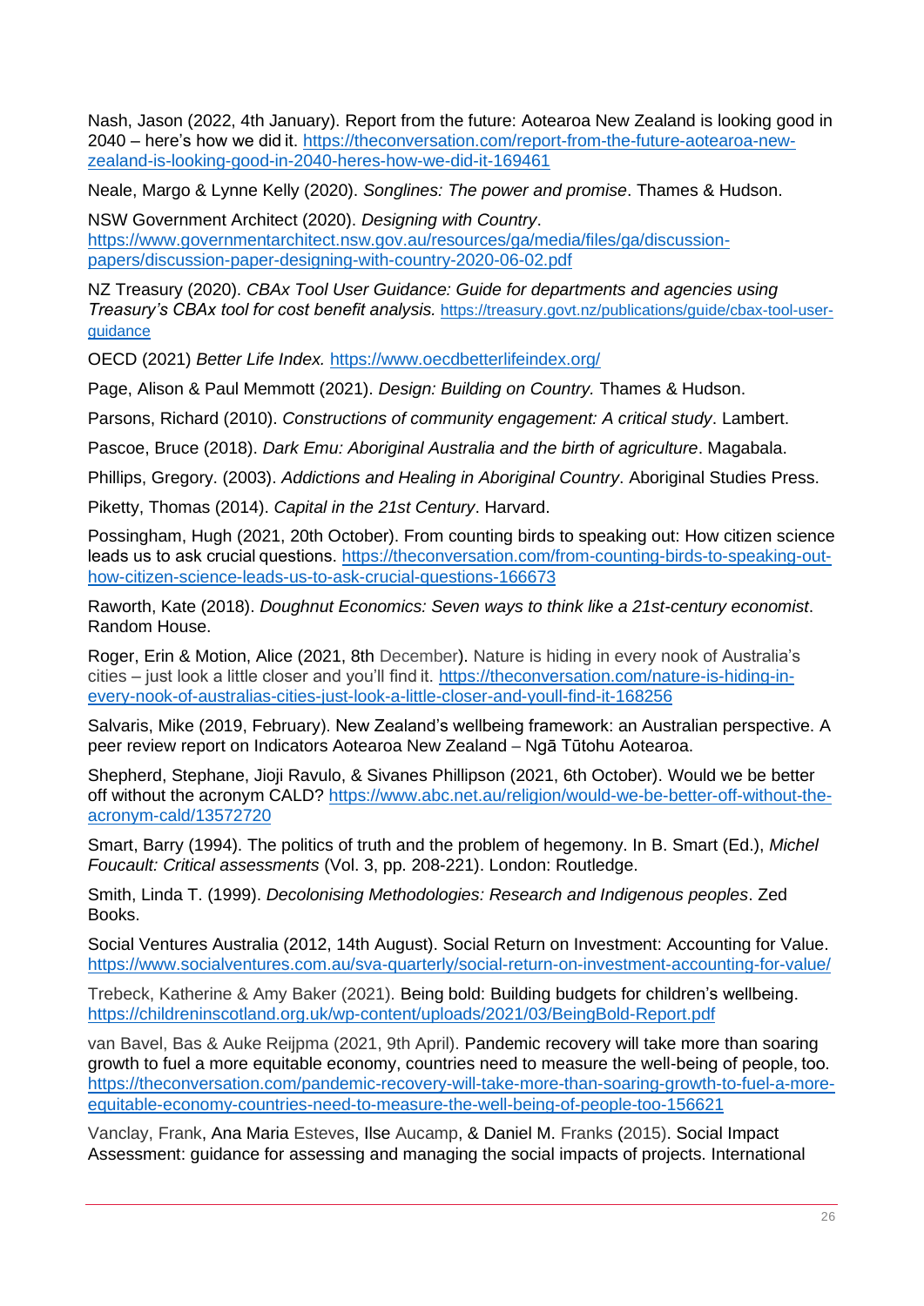Nash, Jason (2022, 4th January). Report from the future: Aotearoa New Zealand is looking good in 2040 – here's how we did it. https://theconversation.com/report-from-the-future-aotearoa-new-zealand-is-looking-good-in-2040-heres-how-we-did-it-169461

Neale, Margo & Lynne Kelly (2020). *Songlines: The power and promise*. Thames & Hudson.

NSW Government Architect (2020). *Designing with Country*. https://www.governmentarchitect.nsw.gov.au/resources/ga/media/files/ga/discussion-papers/discussion-paper-designing-with-country-2020-06-02.pdf

NZ Treasury (2020). *CBAx Tool User Guidance: Guide for departments and agencies using Treasury's CBAx tool for cost benefit analysis.* https://treasury.govt.nz/publications/guide/cbax-tool-user-guidance

OECD (2021) *Better Life Index.* https://www.oecdbetterlifeindex.org/

Page, Alison & Paul Memmott (2021). *Design: Building on Country.* Thames & Hudson.

Parsons, Richard (2010). *Constructions of community engagement: A critical study*. Lambert.

Pascoe, Bruce (2018). *Dark Emu: Aboriginal Australia and the birth of agriculture*. Magabala.

Phillips, Gregory. (2003). *Addictions and Healing in Aboriginal Country*. Aboriginal Studies Press.

Piketty, Thomas (2014). *Capital in the 21st Century*. Harvard.

Possingham, Hugh (2021, 20th October). From counting birds to speaking out: How citizen science leads us to ask crucial questions. https://theconversation.com/from-counting-birds-to-speaking-out-how-citizen-science-leads-us-to-ask-crucial-questions-166673

Raworth, Kate (2018). *Doughnut Economics: Seven ways to think like a 21st-century economist*. Random House.

Roger, Erin & Motion, Alice (2021, 8th December). Nature is hiding in every nook of Australia's cities – just look a little closer and you'll find it. https://theconversation.com/nature-is-hiding-in-every-nook-of-australias-cities-just-look-a-little-closer-and-youll-find-it-168256

Salvaris, Mike (2019, February). New Zealand's wellbeing framework: an Australian perspective. A peer review report on Indicators Aotearoa New Zealand – Ngā Tūtohu Aotearoa.

Shepherd, Stephane, Jioji Ravulo, & Sivanes Phillipson (2021, 6th October). Would we be better off without the acronym CALD? https://www.abc.net.au/religion/would-we-be-better-off-without-the-acronym-cald/13572720

Smart, Barry (1994). The politics of truth and the problem of hegemony. In B. Smart (Ed.), *Michel Foucault: Critical assessments* (Vol. 3, pp. 208-221). London: Routledge.

Smith, Linda T. (1999). *Decolonising Methodologies: Research and Indigenous peoples*. Zed Books.

Social Ventures Australia (2012, 14th August). Social Return on Investment: Accounting for Value. https://www.socialventures.com.au/sva-quarterly/social-return-on-investment-accounting-for-value/

Trebeck, Katherine & Amy Baker (2021). Being bold: Building budgets for children's wellbeing. https://childreninscotland.org.uk/wp-content/uploads/2021/03/BeingBold-Report.pdf

van Bavel, Bas & Auke Reijpma (2021, 9th April). Pandemic recovery will take more than soaring growth to fuel a more equitable economy, countries need to measure the well-being of people, too. https://theconversation.com/pandemic-recovery-will-take-more-than-soaring-growth-to-fuel-a-more-equitable-economy-countries-need-to-measure-the-well-being-of-people-too-156621

Vanclay, Frank, Ana Maria Esteves, Ilse Aucamp, & Daniel M. Franks (2015). Social Impact Assessment: guidance for assessing and managing the social impacts of projects. International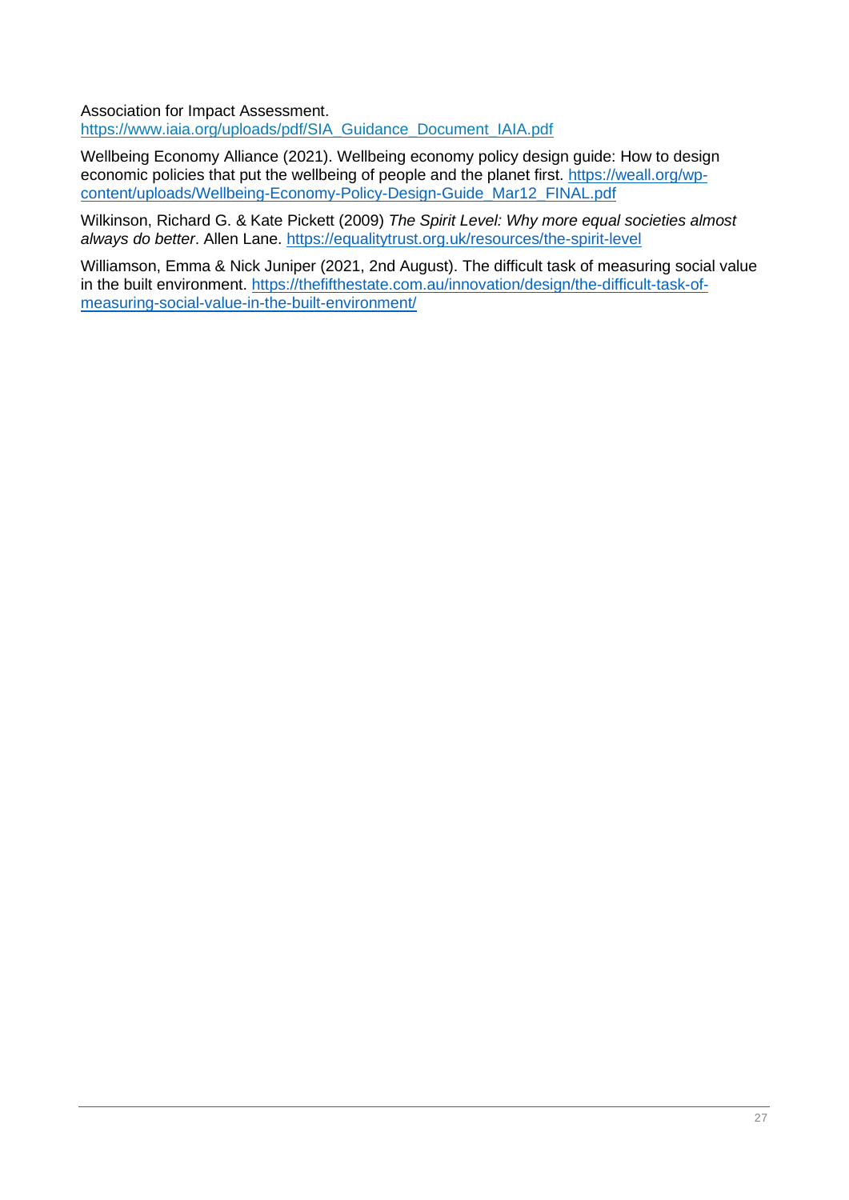Association for Impact Assessment. https://www.iaia.org/uploads/pdf/SIA_Guidance_Document_IAIA.pdf

Wellbeing Economy Alliance (2021). Wellbeing economy policy design guide: How to design economic policies that put the wellbeing of people and the planet first. https://weall.org/wp-content/uploads/Wellbeing-Economy-Policy-Design-Guide_Mar12_FINAL.pdf

Wilkinson, Richard G. & Kate Pickett (2009) *The Spirit Level: Why more equal societies almost always do better*. Allen Lane. https://equalitytrust.org.uk/resources/the-spirit-level

Williamson, Emma & Nick Juniper (2021, 2nd August). The difficult task of measuring social value in the built environment. https://thefifthestate.com.au/innovation/design/the-difficult-task-of-measuring-social-value-in-the-built-environment/